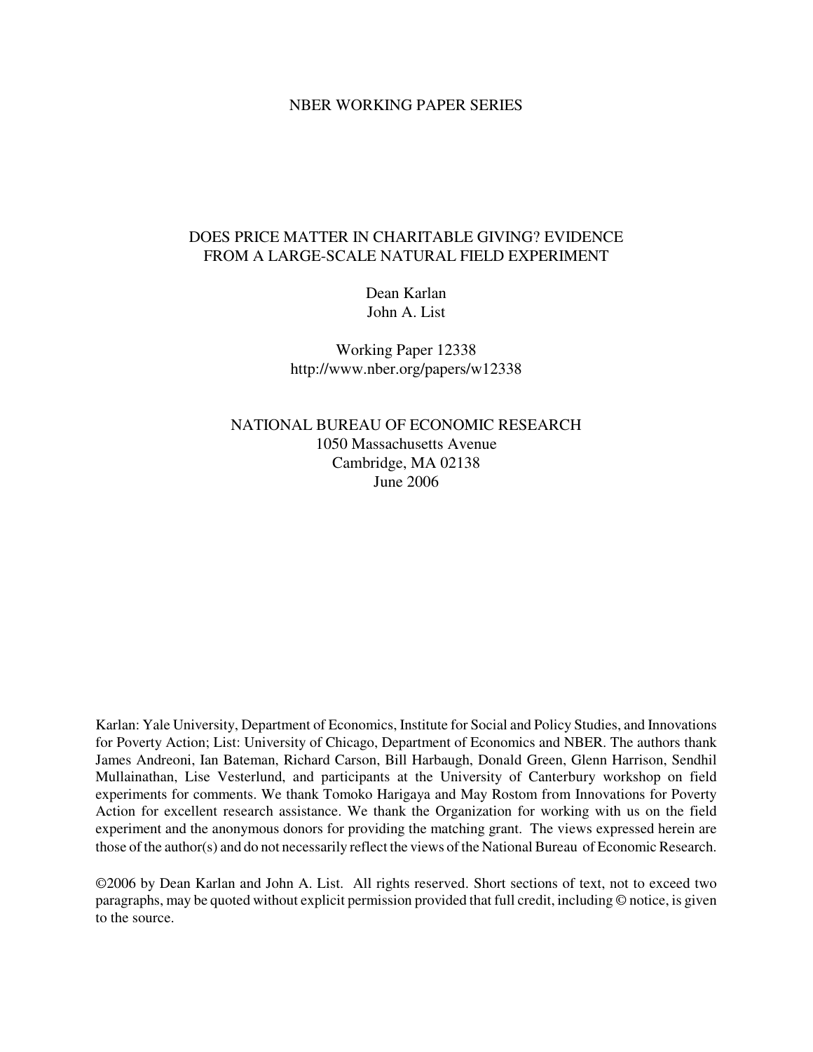NBER WORKING PAPER SERIES

# DOES PRICE MATTER IN CHARITABLE GIVING? EVIDENCE FROM A LARGE-SCALE NATURAL FIELD EXPERIMENT

Dean Karlan
John A. List

Working Paper 12338
http://www.nber.org/papers/w12338

NATIONAL BUREAU OF ECONOMIC RESEARCH
1050 Massachusetts Avenue
Cambridge, MA 02138
June 2006

Karlan: Yale University, Department of Economics, Institute for Social and Policy Studies, and Innovations for Poverty Action; List: University of Chicago, Department of Economics and NBER. The authors thank James Andreoni, Ian Bateman, Richard Carson, Bill Harbaugh, Donald Green, Glenn Harrison, Sendhil Mullainathan, Lise Vesterlund, and participants at the University of Canterbury workshop on field experiments for comments. We thank Tomoko Harigaya and May Rostom from Innovations for Poverty Action for excellent research assistance. We thank the Organization for working with us on the field experiment and the anonymous donors for providing the matching grant. The views expressed herein are those of the author(s) and do not necessarily reflect the views of the National Bureau of Economic Research.

©2006 by Dean Karlan and John A. List. All rights reserved. Short sections of text, not to exceed two paragraphs, may be quoted without explicit permission provided that full credit, including © notice, is given to the source.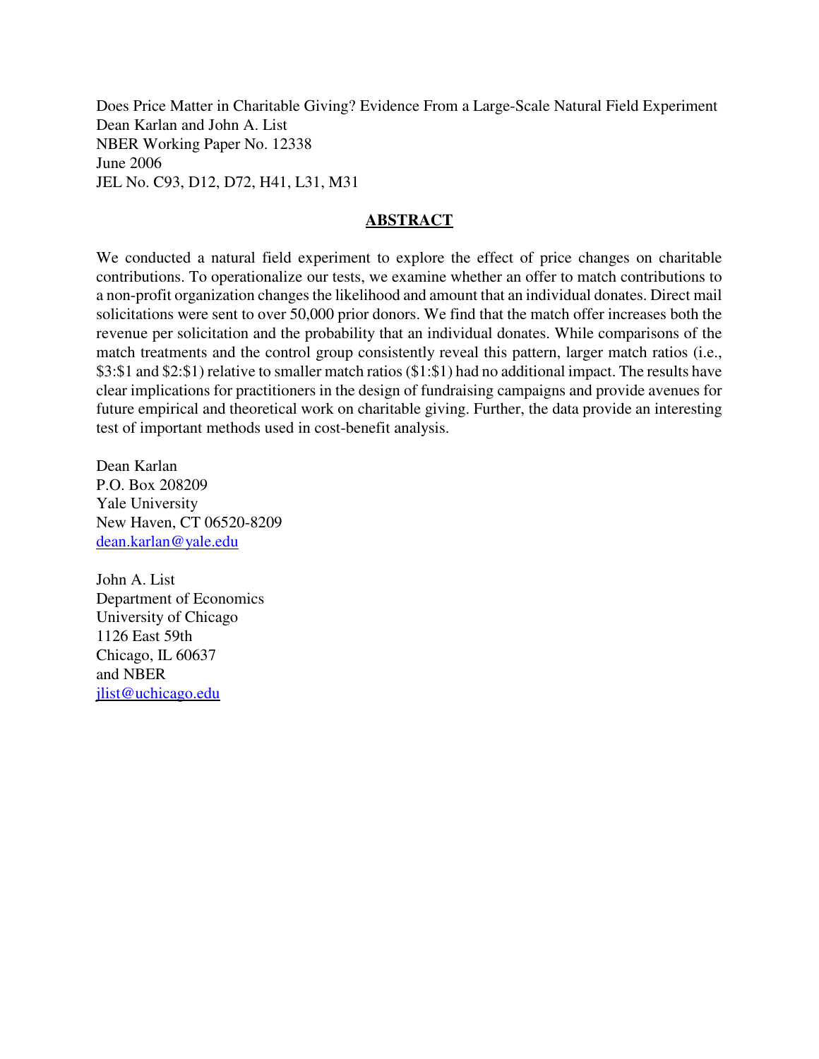Does Price Matter in Charitable Giving? Evidence From a Large-Scale Natural Field Experiment
Dean Karlan and John A. List
NBER Working Paper No. 12338
June 2006
JEL No. C93, D12, D72, H41, L31, M31

## ABSTRACT

We conducted a natural field experiment to explore the effect of price changes on charitable contributions. To operationalize our tests, we examine whether an offer to match contributions to a non-profit organization changes the likelihood and amount that an individual donates. Direct mail solicitations were sent to over 50,000 prior donors. We find that the match offer increases both the revenue per solicitation and the probability that an individual donates. While comparisons of the match treatments and the control group consistently reveal this pattern, larger match ratios (i.e., $3:$1 and $2:$1) relative to smaller match ratios ($1:$1) had no additional impact. The results have clear implications for practitioners in the design of fundraising campaigns and provide avenues for future empirical and theoretical work on charitable giving. Further, the data provide an interesting test of important methods used in cost-benefit analysis.

Dean Karlan
P.O. Box 208209
Yale University
New Haven, CT 06520-8209
dean.karlan@yale.edu

John A. List
Department of Economics
University of Chicago
1126 East 59th
Chicago, IL 60637
and NBER
jlist@uchicago.edu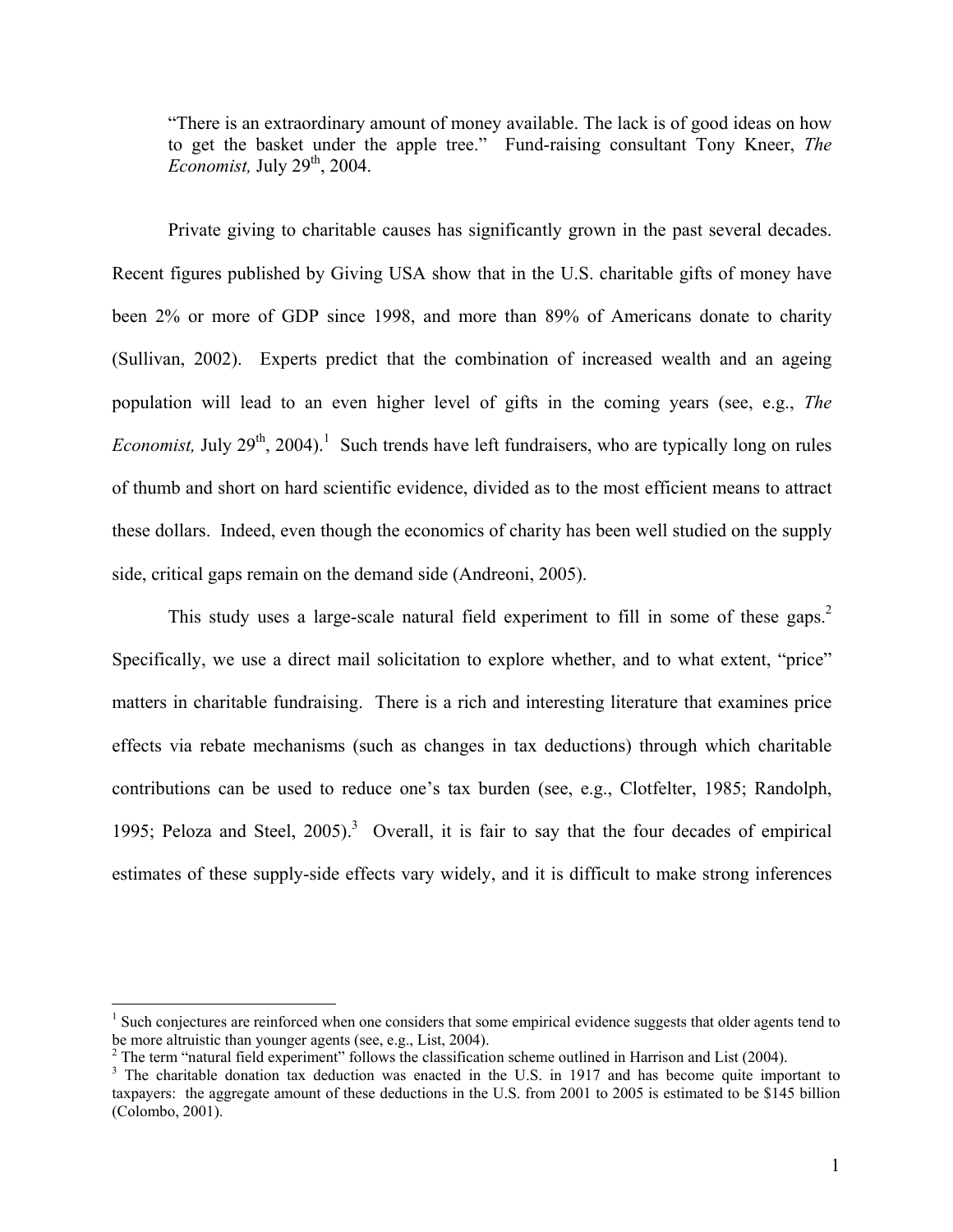> "There is an extraordinary amount of money available. The lack is of good ideas on how to get the basket under the apple tree." Fund-raising consultant Tony Kneer, *The Economist,* July 29th, 2004.

Private giving to charitable causes has significantly grown in the past several decades. Recent figures published by Giving USA show that in the U.S. charitable gifts of money have been 2% or more of GDP since 1998, and more than 89% of Americans donate to charity (Sullivan, 2002). Experts predict that the combination of increased wealth and an ageing population will lead to an even higher level of gifts in the coming years (see, e.g., *The Economist,* July 29th, 2004).[1] Such trends have left fundraisers, who are typically long on rules of thumb and short on hard scientific evidence, divided as to the most efficient means to attract these dollars. Indeed, even though the economics of charity has been well studied on the supply side, critical gaps remain on the demand side (Andreoni, 2005).

This study uses a large-scale natural field experiment to fill in some of these gaps.[2] Specifically, we use a direct mail solicitation to explore whether, and to what extent, "price" matters in charitable fundraising. There is a rich and interesting literature that examines price effects via rebate mechanisms (such as changes in tax deductions) through which charitable contributions can be used to reduce one's tax burden (see, e.g., Clotfelter, 1985; Randolph, 1995; Peloza and Steel, 2005).[3] Overall, it is fair to say that the four decades of empirical estimates of these supply-side effects vary widely, and it is difficult to make strong inferences

---

[1] Such conjectures are reinforced when one considers that some empirical evidence suggests that older agents tend to be more altruistic than younger agents (see, e.g., List, 2004).

[2] The term "natural field experiment" follows the classification scheme outlined in Harrison and List (2004).

[3] The charitable donation tax deduction was enacted in the U.S. in 1917 and has become quite important to taxpayers: the aggregate amount of these deductions in the U.S. from 2001 to 2005 is estimated to be $145 billion (Colombo, 2001).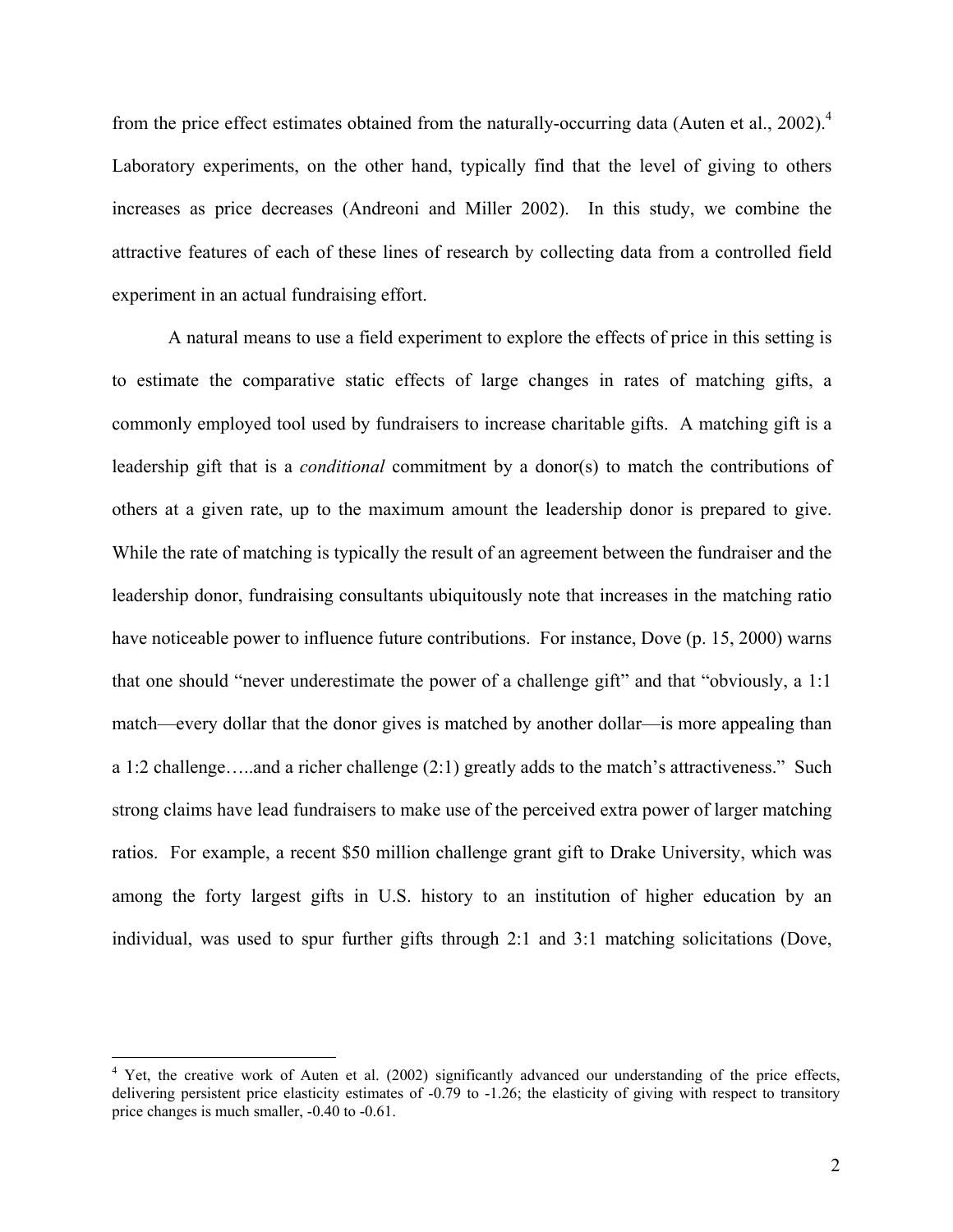from the price effect estimates obtained from the naturally-occurring data (Auten et al., 2002).[4] Laboratory experiments, on the other hand, typically find that the level of giving to others increases as price decreases (Andreoni and Miller 2002). In this study, we combine the attractive features of each of these lines of research by collecting data from a controlled field experiment in an actual fundraising effort.

A natural means to use a field experiment to explore the effects of price in this setting is to estimate the comparative static effects of large changes in rates of matching gifts, a commonly employed tool used by fundraisers to increase charitable gifts. A matching gift is a leadership gift that is a *conditional* commitment by a donor(s) to match the contributions of others at a given rate, up to the maximum amount the leadership donor is prepared to give. While the rate of matching is typically the result of an agreement between the fundraiser and the leadership donor, fundraising consultants ubiquitously note that increases in the matching ratio have noticeable power to influence future contributions. For instance, Dove (p. 15, 2000) warns that one should "never underestimate the power of a challenge gift" and that "obviously, a 1:1 match—every dollar that the donor gives is matched by another dollar—is more appealing than a 1:2 challenge…..and a richer challenge (2:1) greatly adds to the match's attractiveness." Such strong claims have lead fundraisers to make use of the perceived extra power of larger matching ratios. For example, a recent $50 million challenge grant gift to Drake University, which was among the forty largest gifts in U.S. history to an institution of higher education by an individual, was used to spur further gifts through 2:1 and 3:1 matching solicitations (Dove,

[4] Yet, the creative work of Auten et al. (2002) significantly advanced our understanding of the price effects, delivering persistent price elasticity estimates of -0.79 to -1.26; the elasticity of giving with respect to transitory price changes is much smaller, -0.40 to -0.61.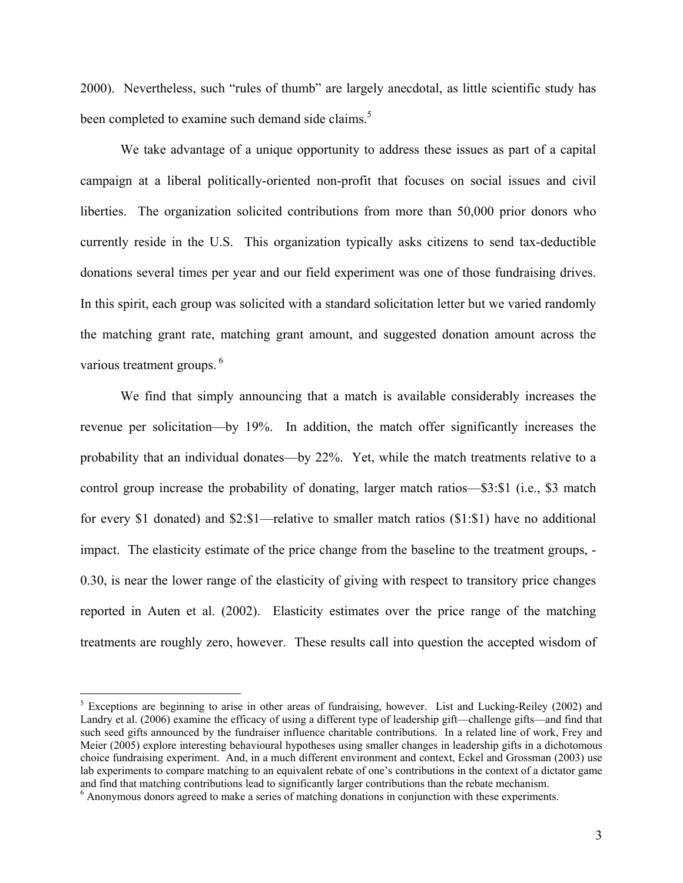2000). Nevertheless, such "rules of thumb" are largely anecdotal, as little scientific study has been completed to examine such demand side claims.[5]

We take advantage of a unique opportunity to address these issues as part of a capital campaign at a liberal politically-oriented non-profit that focuses on social issues and civil liberties. The organization solicited contributions from more than 50,000 prior donors who currently reside in the U.S. This organization typically asks citizens to send tax-deductible donations several times per year and our field experiment was one of those fundraising drives. In this spirit, each group was solicited with a standard solicitation letter but we varied randomly the matching grant rate, matching grant amount, and suggested donation amount across the various treatment groups.[6]

We find that simply announcing that a match is available considerably increases the revenue per solicitation—by 19%. In addition, the match offer significantly increases the probability that an individual donates—by 22%. Yet, while the match treatments relative to a control group increase the probability of donating, larger match ratios—\$3:\$1 (i.e., \$3 match for every \$1 donated) and \$2:\$1—relative to smaller match ratios (\$1:\$1) have no additional impact. The elasticity estimate of the price change from the baseline to the treatment groups, -0.30, is near the lower range of the elasticity of giving with respect to transitory price changes reported in Auten et al. (2002). Elasticity estimates over the price range of the matching treatments are roughly zero, however. These results call into question the accepted wisdom of

---

[5] Exceptions are beginning to arise in other areas of fundraising, however. List and Lucking-Reiley (2002) and Landry et al. (2006) examine the efficacy of using a different type of leadership gift—challenge gifts—and find that such seed gifts announced by the fundraiser influence charitable contributions. In a related line of work, Frey and Meier (2005) explore interesting behavioural hypotheses using smaller changes in leadership gifts in a dichotomous choice fundraising experiment. And, in a much different environment and context, Eckel and Grossman (2003) use lab experiments to compare matching to an equivalent rebate of one's contributions in the context of a dictator game and find that matching contributions lead to significantly larger contributions than the rebate mechanism.

[6] Anonymous donors agreed to make a series of matching donations in conjunction with these experiments.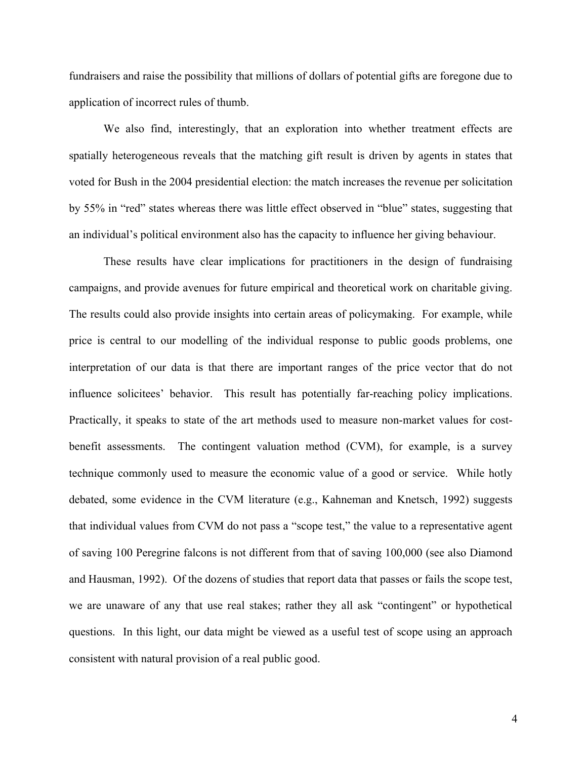fundraisers and raise the possibility that millions of dollars of potential gifts are foregone due to application of incorrect rules of thumb.

We also find, interestingly, that an exploration into whether treatment effects are spatially heterogeneous reveals that the matching gift result is driven by agents in states that voted for Bush in the 2004 presidential election: the match increases the revenue per solicitation by 55% in "red" states whereas there was little effect observed in "blue" states, suggesting that an individual's political environment also has the capacity to influence her giving behaviour.

These results have clear implications for practitioners in the design of fundraising campaigns, and provide avenues for future empirical and theoretical work on charitable giving. The results could also provide insights into certain areas of policymaking. For example, while price is central to our modelling of the individual response to public goods problems, one interpretation of our data is that there are important ranges of the price vector that do not influence solicitees' behavior. This result has potentially far-reaching policy implications. Practically, it speaks to state of the art methods used to measure non-market values for cost-benefit assessments. The contingent valuation method (CVM), for example, is a survey technique commonly used to measure the economic value of a good or service. While hotly debated, some evidence in the CVM literature (e.g., Kahneman and Knetsch, 1992) suggests that individual values from CVM do not pass a "scope test," the value to a representative agent of saving 100 Peregrine falcons is not different from that of saving 100,000 (see also Diamond and Hausman, 1992). Of the dozens of studies that report data that passes or fails the scope test, we are unaware of any that use real stakes; rather they all ask "contingent" or hypothetical questions. In this light, our data might be viewed as a useful test of scope using an approach consistent with natural provision of a real public good.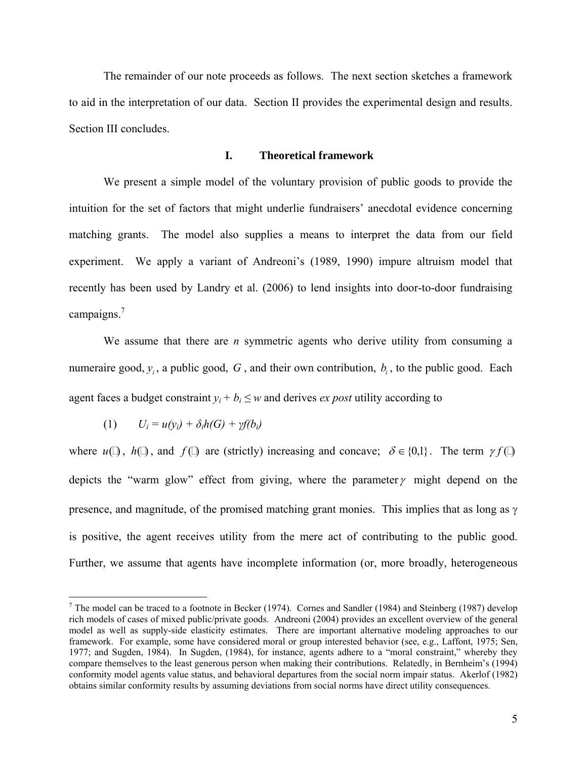The remainder of our note proceeds as follows. The next section sketches a framework to aid in the interpretation of our data. Section II provides the experimental design and results. Section III concludes.

## I. Theoretical framework

We present a simple model of the voluntary provision of public goods to provide the intuition for the set of factors that might underlie fundraisers' anecdotal evidence concerning matching grants. The model also supplies a means to interpret the data from our field experiment. We apply a variant of Andreoni's (1989, 1990) impure altruism model that recently has been used by Landry et al. (2006) to lend insights into door-to-door fundraising campaigns.[7]

We assume that there are *n* symmetric agents who derive utility from consuming a numeraire good, $y_i$, a public good, $G$, and their own contribution, $b_i$, to the public good. Each agent faces a budget constraint $y_i + b_i \leq w$ and derives *ex post* utility according to

$$(1) \qquad U_i = u(y_i) + \delta_i h(G) + \gamma f(b_i)$$

where $u(\cdot)$, $h(\cdot)$, and $f(\cdot)$ are (strictly) increasing and concave; $\delta \in \{0,1\}$. The term $\gamma f(\cdot)$ depicts the "warm glow" effect from giving, where the parameter $\gamma$ might depend on the presence, and magnitude, of the promised matching grant monies. This implies that as long as $\gamma$ is positive, the agent receives utility from the mere act of contributing to the public good. Further, we assume that agents have incomplete information (or, more broadly, heterogeneous

[7] The model can be traced to a footnote in Becker (1974). Cornes and Sandler (1984) and Steinberg (1987) develop rich models of cases of mixed public/private goods. Andreoni (2004) provides an excellent overview of the general model as well as supply-side elasticity estimates. There are important alternative modeling approaches to our framework. For example, some have considered moral or group interested behavior (see, e.g., Laffont, 1975; Sen, 1977; and Sugden, 1984). In Sugden, (1984), for instance, agents adhere to a "moral constraint," whereby they compare themselves to the least generous person when making their contributions. Relatedly, in Bernheim's (1994) conformity model agents value status, and behavioral departures from the social norm impair status. Akerlof (1982) obtains similar conformity results by assuming deviations from social norms have direct utility consequences.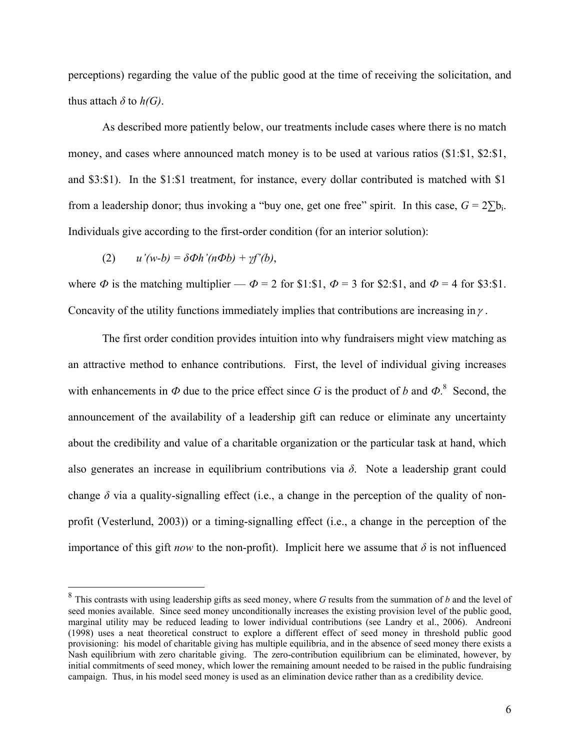perceptions) regarding the value of the public good at the time of receiving the solicitation, and thus attach $\delta$ to $h(G)$.

As described more patiently below, our treatments include cases where there is no match money, and cases where announced match money is to be used at various ratios ($1:$1, $2:$1, and $3:$1). In the $1:$1 treatment, for instance, every dollar contributed is matched with $1 from a leadership donor; thus invoking a "buy one, get one free" spirit. In this case, $G = 2\sum b_i$. Individuals give according to the first-order condition (for an interior solution):

$$(2) \qquad u'(w-b) = \delta \Phi h'(n\Phi b) + \gamma f'(b),$$

where $\Phi$ is the matching multiplier — $\Phi = 2$ for $1:$1, $\Phi = 3$ for $2:$1, and $\Phi = 4$ for $3:$1. Concavity of the utility functions immediately implies that contributions are increasing in $\gamma$.

The first order condition provides intuition into why fundraisers might view matching as an attractive method to enhance contributions. First, the level of individual giving increases with enhancements in $\Phi$ due to the price effect since $G$ is the product of $b$ and $\Phi$.[8] Second, the announcement of the availability of a leadership gift can reduce or eliminate any uncertainty about the credibility and value of a charitable organization or the particular task at hand, which also generates an increase in equilibrium contributions via $\delta$. Note a leadership grant could change $\delta$ via a quality-signalling effect (i.e., a change in the perception of the quality of non-profit (Vesterlund, 2003)) or a timing-signalling effect (i.e., a change in the perception of the importance of this gift *now* to the non-profit). Implicit here we assume that $\delta$ is not influenced

[8] This contrasts with using leadership gifts as seed money, where $G$ results from the summation of $b$ and the level of seed monies available. Since seed money unconditionally increases the existing provision level of the public good, marginal utility may be reduced leading to lower individual contributions (see Landry et al., 2006). Andreoni (1998) uses a neat theoretical construct to explore a different effect of seed money in threshold public good provisioning: his model of charitable giving has multiple equilibria, and in the absence of seed money there exists a Nash equilibrium with zero charitable giving. The zero-contribution equilibrium can be eliminated, however, by initial commitments of seed money, which lower the remaining amount needed to be raised in the public fundraising campaign. Thus, in his model seed money is used as an elimination device rather than as a credibility device.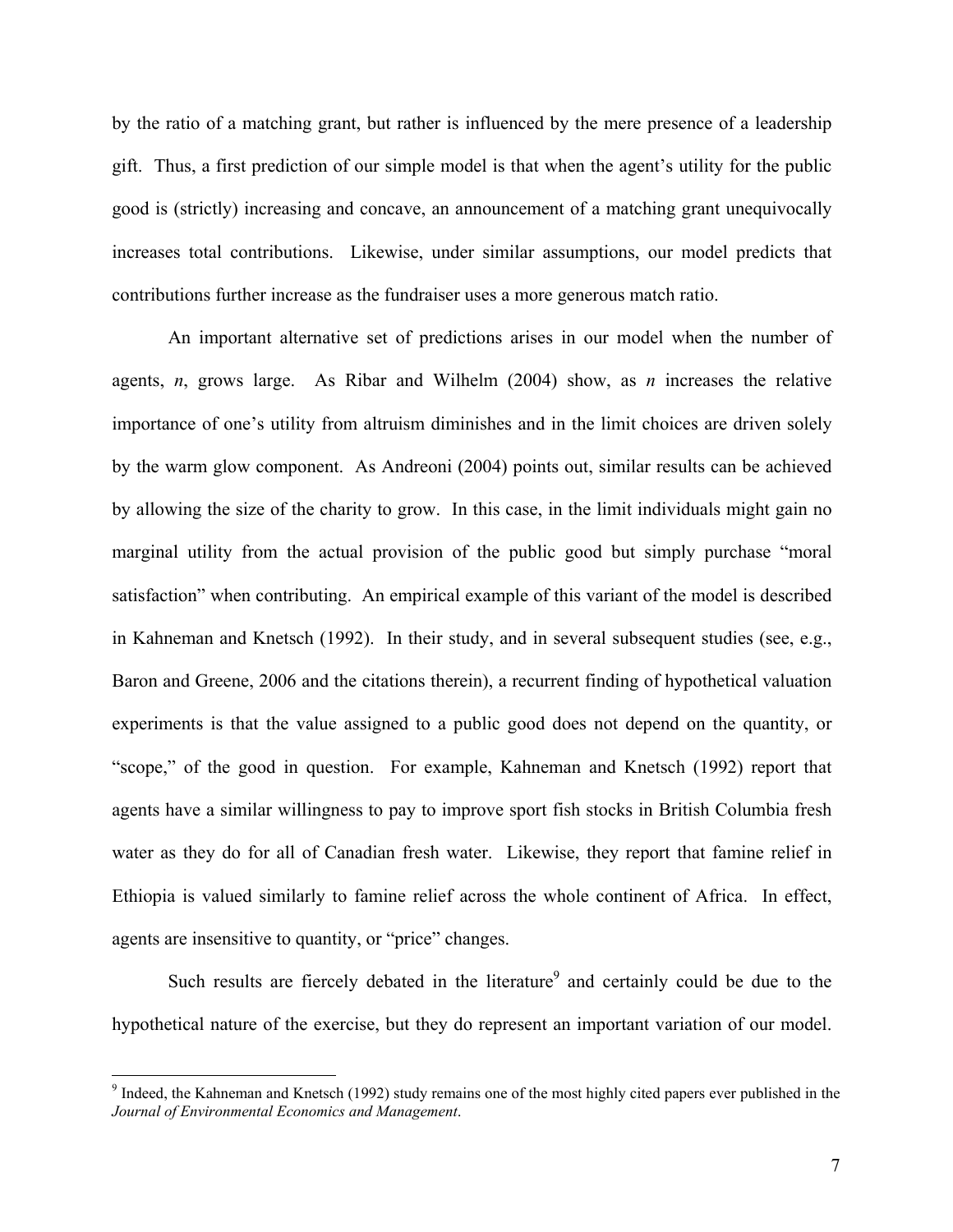by the ratio of a matching grant, but rather is influenced by the mere presence of a leadership gift. Thus, a first prediction of our simple model is that when the agent's utility for the public good is (strictly) increasing and concave, an announcement of a matching grant unequivocally increases total contributions. Likewise, under similar assumptions, our model predicts that contributions further increase as the fundraiser uses a more generous match ratio.

An important alternative set of predictions arises in our model when the number of agents, $n$, grows large. As Ribar and Wilhelm (2004) show, as $n$ increases the relative importance of one's utility from altruism diminishes and in the limit choices are driven solely by the warm glow component. As Andreoni (2004) points out, similar results can be achieved by allowing the size of the charity to grow. In this case, in the limit individuals might gain no marginal utility from the actual provision of the public good but simply purchase "moral satisfaction" when contributing. An empirical example of this variant of the model is described in Kahneman and Knetsch (1992). In their study, and in several subsequent studies (see, e.g., Baron and Greene, 2006 and the citations therein), a recurrent finding of hypothetical valuation experiments is that the value assigned to a public good does not depend on the quantity, or "scope," of the good in question. For example, Kahneman and Knetsch (1992) report that agents have a similar willingness to pay to improve sport fish stocks in British Columbia fresh water as they do for all of Canadian fresh water. Likewise, they report that famine relief in Ethiopia is valued similarly to famine relief across the whole continent of Africa. In effect, agents are insensitive to quantity, or "price" changes.

Such results are fiercely debated in the literature[9] and certainly could be due to the hypothetical nature of the exercise, but they do represent an important variation of our model.

[9] Indeed, the Kahneman and Knetsch (1992) study remains one of the most highly cited papers ever published in the *Journal of Environmental Economics and Management*.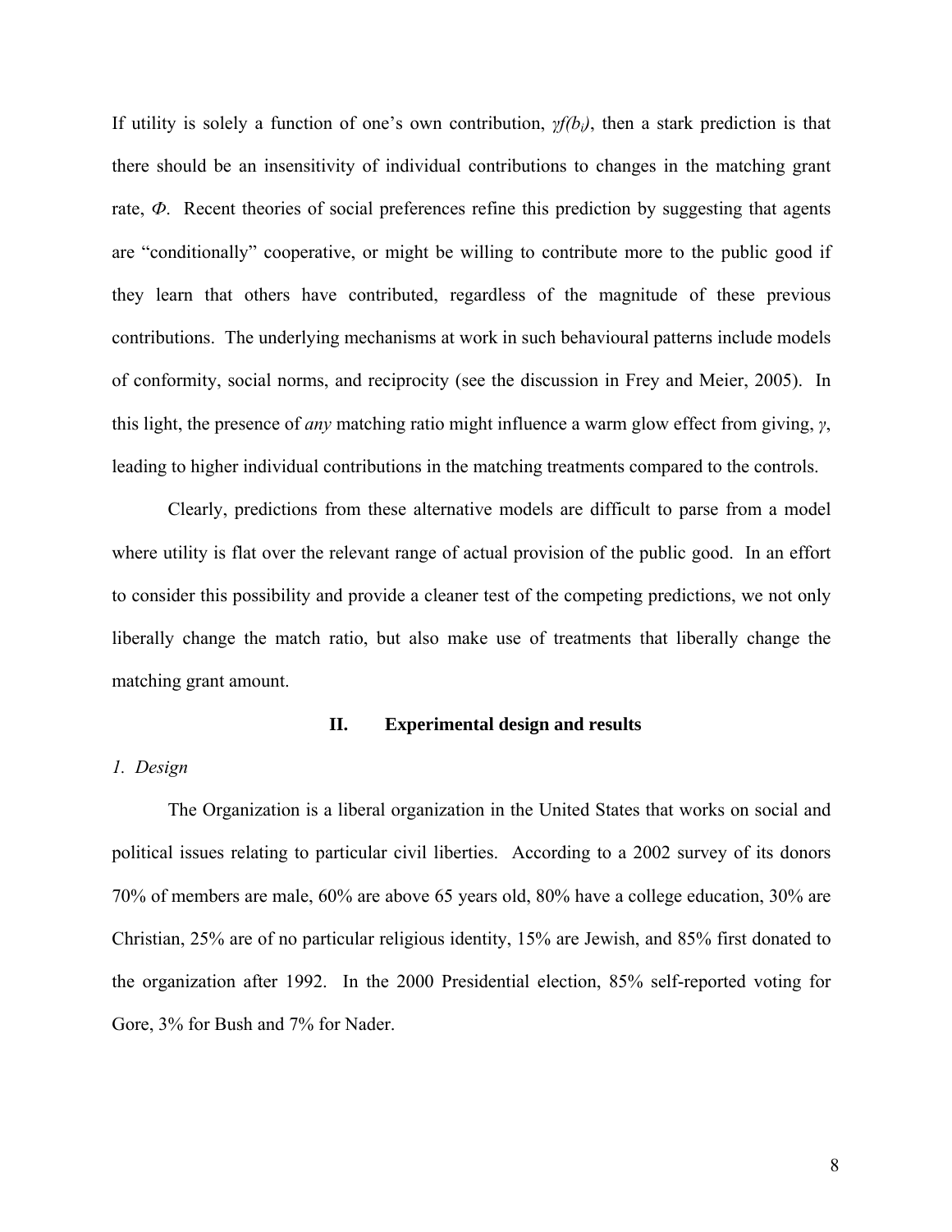If utility is solely a function of one's own contribution, $\gamma f(b_i)$, then a stark prediction is that there should be an insensitivity of individual contributions to changes in the matching grant rate, $\Phi$. Recent theories of social preferences refine this prediction by suggesting that agents are "conditionally" cooperative, or might be willing to contribute more to the public good if they learn that others have contributed, regardless of the magnitude of these previous contributions. The underlying mechanisms at work in such behavioural patterns include models of conformity, social norms, and reciprocity (see the discussion in Frey and Meier, 2005). In this light, the presence of *any* matching ratio might influence a warm glow effect from giving, $\gamma$, leading to higher individual contributions in the matching treatments compared to the controls.

Clearly, predictions from these alternative models are difficult to parse from a model where utility is flat over the relevant range of actual provision of the public good. In an effort to consider this possibility and provide a cleaner test of the competing predictions, we not only liberally change the match ratio, but also make use of treatments that liberally change the matching grant amount.

## II. Experimental design and results

### *1. Design*

The Organization is a liberal organization in the United States that works on social and political issues relating to particular civil liberties. According to a 2002 survey of its donors 70% of members are male, 60% are above 65 years old, 80% have a college education, 30% are Christian, 25% are of no particular religious identity, 15% are Jewish, and 85% first donated to the organization after 1992. In the 2000 Presidential election, 85% self-reported voting for Gore, 3% for Bush and 7% for Nader.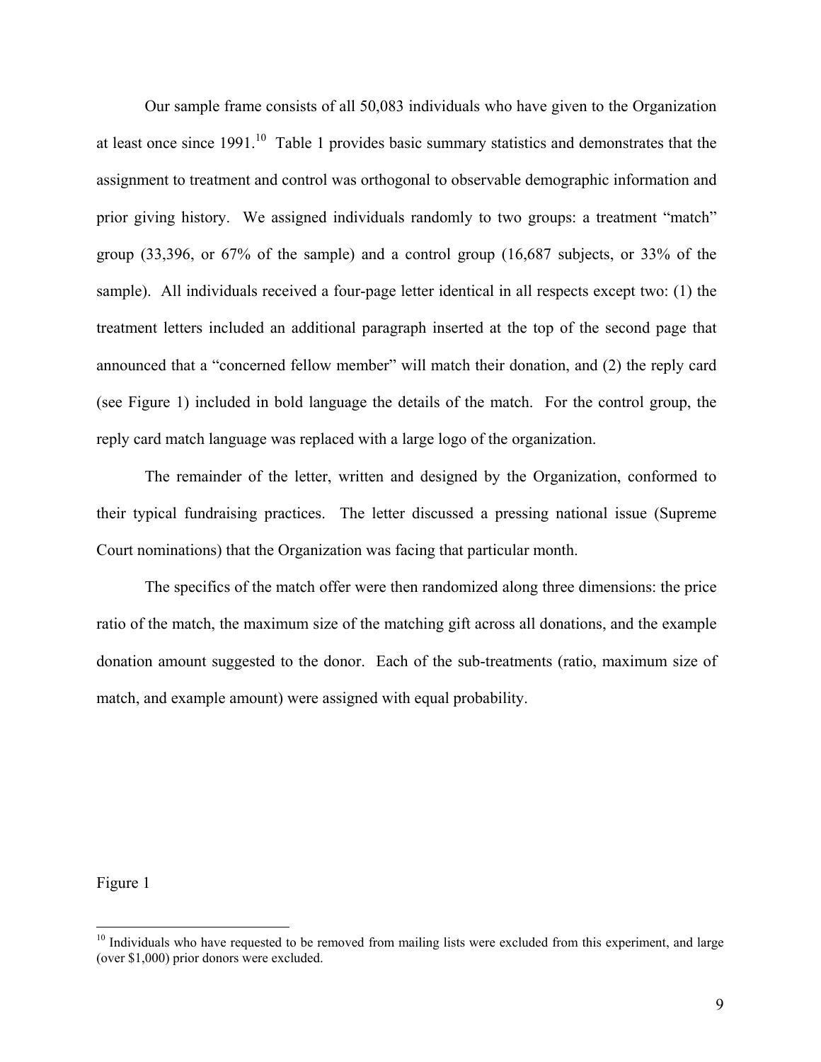Our sample frame consists of all 50,083 individuals who have given to the Organization at least once since 1991.[10] Table 1 provides basic summary statistics and demonstrates that the assignment to treatment and control was orthogonal to observable demographic information and prior giving history. We assigned individuals randomly to two groups: a treatment "match" group (33,396, or 67% of the sample) and a control group (16,687 subjects, or 33% of the sample). All individuals received a four-page letter identical in all respects except two: (1) the treatment letters included an additional paragraph inserted at the top of the second page that announced that a "concerned fellow member" will match their donation, and (2) the reply card (see Figure 1) included in bold language the details of the match. For the control group, the reply card match language was replaced with a large logo of the organization.

The remainder of the letter, written and designed by the Organization, conformed to their typical fundraising practices. The letter discussed a pressing national issue (Supreme Court nominations) that the Organization was facing that particular month.

The specifics of the match offer were then randomized along three dimensions: the price ratio of the match, the maximum size of the matching gift across all donations, and the example donation amount suggested to the donor. Each of the sub-treatments (ratio, maximum size of match, and example amount) were assigned with equal probability.

Figure 1

[10] Individuals who have requested to be removed from mailing lists were excluded from this experiment, and large (over $1,000) prior donors were excluded.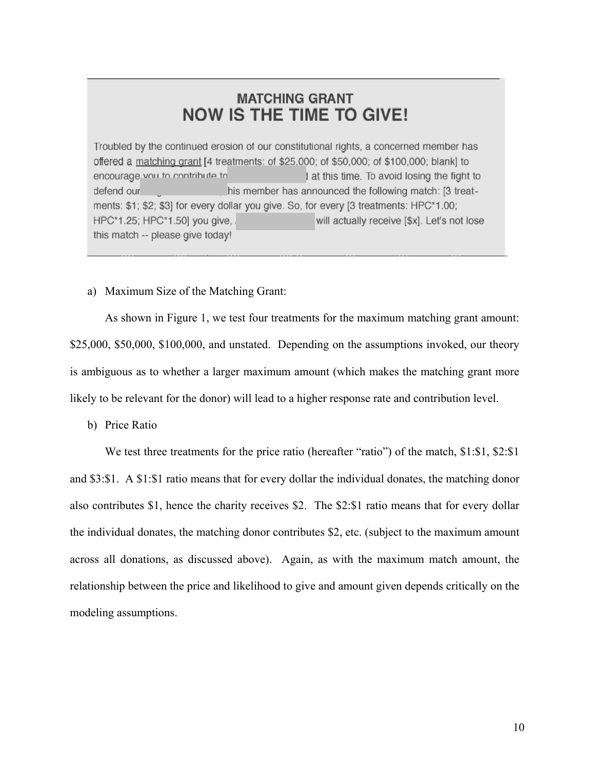**MATCHING GRANT**

**NOW IS THE TIME TO GIVE!**

Troubled by the continued erosion of our constitutional rights, a concerned member has offered a matching grant [4 treatments: of $25,000; of $50,000; of $100,000; blank] to encourage you to contribute to [redacted] at this time. To avoid losing the fight to defend our [redacted], this member has announced the following match: [3 treatments: $1; $2; $3] for every dollar you give. So, for every [3 treatments: HPC*1.00; HPC*1.25; HPC*1.50] you give, [redacted] will actually receive [$x]. Let's not lose this match -- please give today!

a) Maximum Size of the Matching Grant:

As shown in Figure 1, we test four treatments for the maximum matching grant amount: $25,000, $50,000, $100,000, and unstated. Depending on the assumptions invoked, our theory is ambiguous as to whether a larger maximum amount (which makes the matching grant more likely to be relevant for the donor) will lead to a higher response rate and contribution level.

b) Price Ratio

We test three treatments for the price ratio (hereafter "ratio") of the match, $1:$1, $2:$1 and $3:$1. A $1:$1 ratio means that for every dollar the individual donates, the matching donor also contributes $1, hence the charity receives $2. The $2:$1 ratio means that for every dollar the individual donates, the matching donor contributes $2, etc. (subject to the maximum amount across all donations, as discussed above). Again, as with the maximum match amount, the relationship between the price and likelihood to give and amount given depends critically on the modeling assumptions.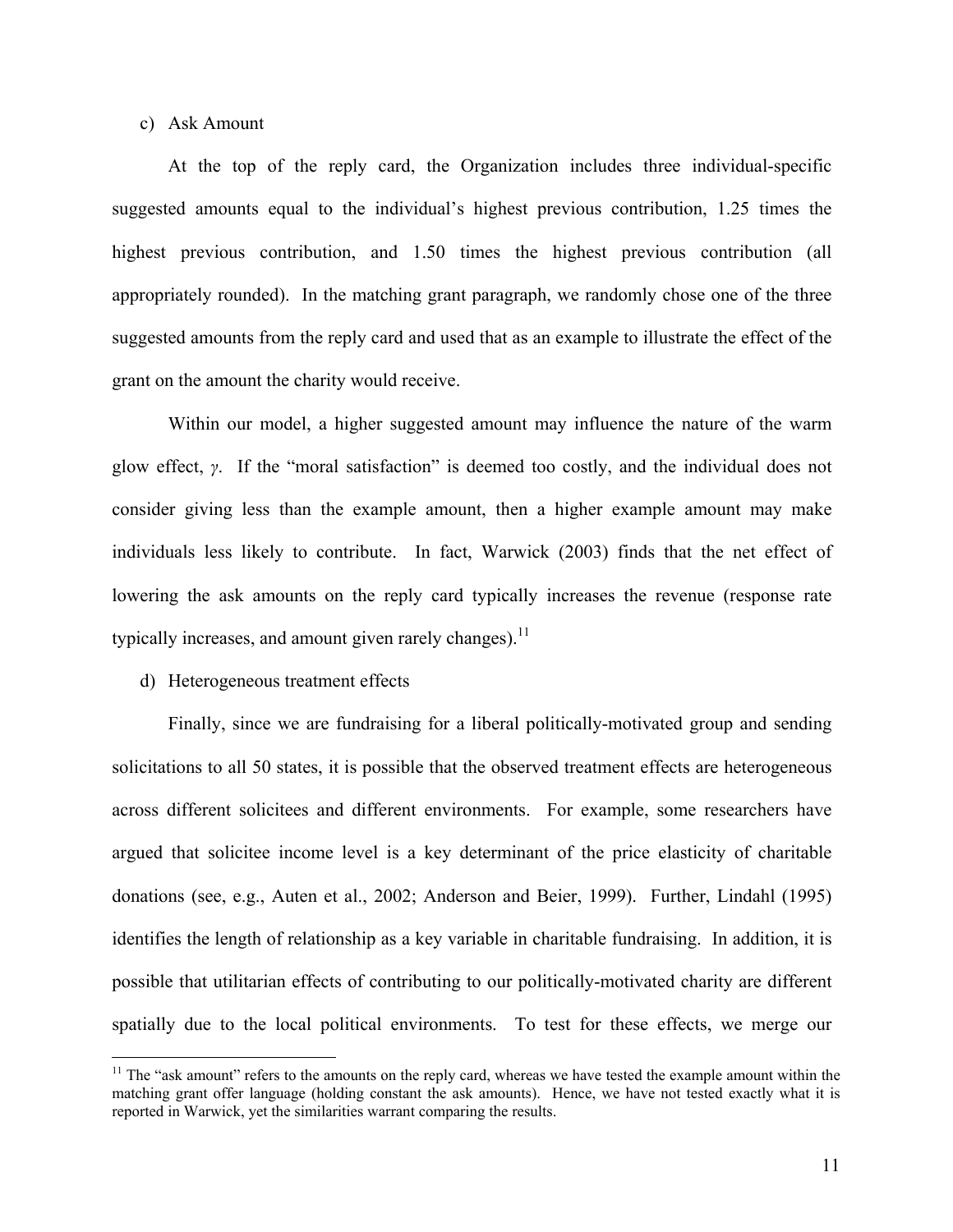c) Ask Amount

At the top of the reply card, the Organization includes three individual-specific suggested amounts equal to the individual's highest previous contribution, 1.25 times the highest previous contribution, and 1.50 times the highest previous contribution (all appropriately rounded). In the matching grant paragraph, we randomly chose one of the three suggested amounts from the reply card and used that as an example to illustrate the effect of the grant on the amount the charity would receive.

Within our model, a higher suggested amount may influence the nature of the warm glow effect, $\gamma$. If the "moral satisfaction" is deemed too costly, and the individual does not consider giving less than the example amount, then a higher example amount may make individuals less likely to contribute. In fact, Warwick (2003) finds that the net effect of lowering the ask amounts on the reply card typically increases the revenue (response rate typically increases, and amount given rarely changes).[11]

d) Heterogeneous treatment effects

Finally, since we are fundraising for a liberal politically-motivated group and sending solicitations to all 50 states, it is possible that the observed treatment effects are heterogeneous across different solicitees and different environments. For example, some researchers have argued that solicitee income level is a key determinant of the price elasticity of charitable donations (see, e.g., Auten et al., 2002; Anderson and Beier, 1999). Further, Lindahl (1995) identifies the length of relationship as a key variable in charitable fundraising. In addition, it is possible that utilitarian effects of contributing to our politically-motivated charity are different spatially due to the local political environments. To test for these effects, we merge our

[11] The "ask amount" refers to the amounts on the reply card, whereas we have tested the example amount within the matching grant offer language (holding constant the ask amounts). Hence, we have not tested exactly what it is reported in Warwick, yet the similarities warrant comparing the results.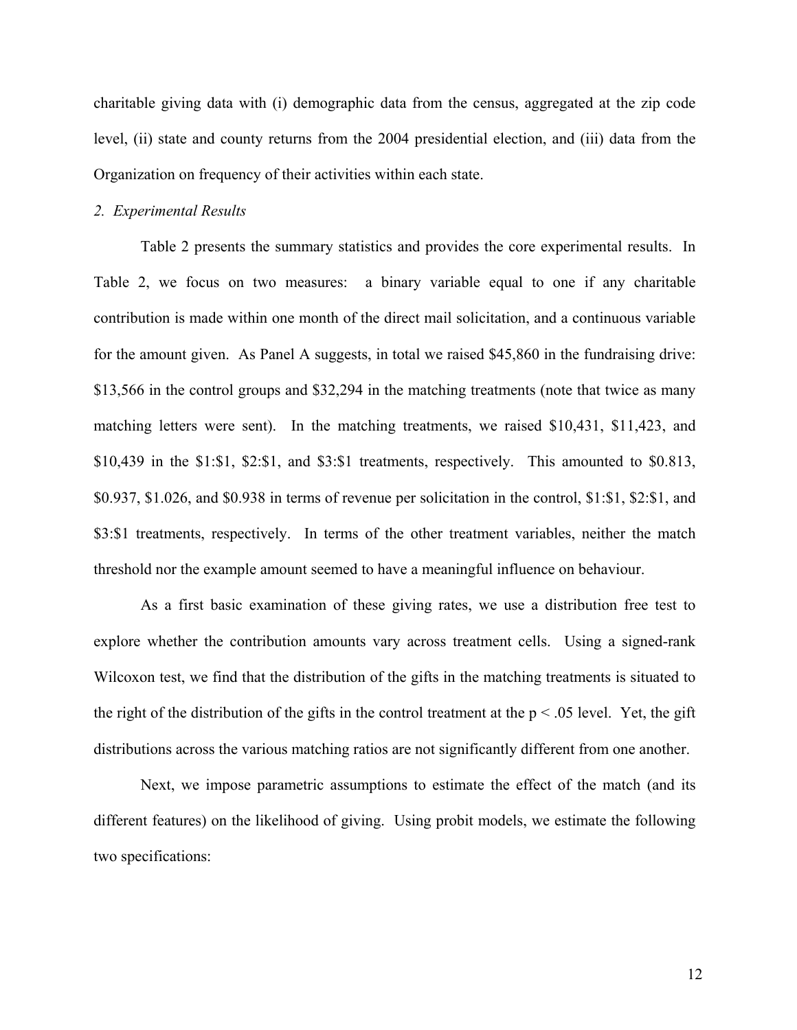charitable giving data with (i) demographic data from the census, aggregated at the zip code level, (ii) state and county returns from the 2004 presidential election, and (iii) data from the Organization on frequency of their activities within each state.

*2. Experimental Results*

Table 2 presents the summary statistics and provides the core experimental results. In Table 2, we focus on two measures: a binary variable equal to one if any charitable contribution is made within one month of the direct mail solicitation, and a continuous variable for the amount given. As Panel A suggests, in total we raised $45,860 in the fundraising drive: $13,566 in the control groups and $32,294 in the matching treatments (note that twice as many matching letters were sent). In the matching treatments, we raised $10,431, $11,423, and $10,439 in the $1:$1, $2:$1, and $3:$1 treatments, respectively. This amounted to $0.813, $0.937, $1.026, and $0.938 in terms of revenue per solicitation in the control, $1:$1, $2:$1, and $3:$1 treatments, respectively. In terms of the other treatment variables, neither the match threshold nor the example amount seemed to have a meaningful influence on behaviour.

As a first basic examination of these giving rates, we use a distribution free test to explore whether the contribution amounts vary across treatment cells. Using a signed-rank Wilcoxon test, we find that the distribution of the gifts in the matching treatments is situated to the right of the distribution of the gifts in the control treatment at the $p < .05$ level. Yet, the gift distributions across the various matching ratios are not significantly different from one another.

Next, we impose parametric assumptions to estimate the effect of the match (and its different features) on the likelihood of giving. Using probit models, we estimate the following two specifications: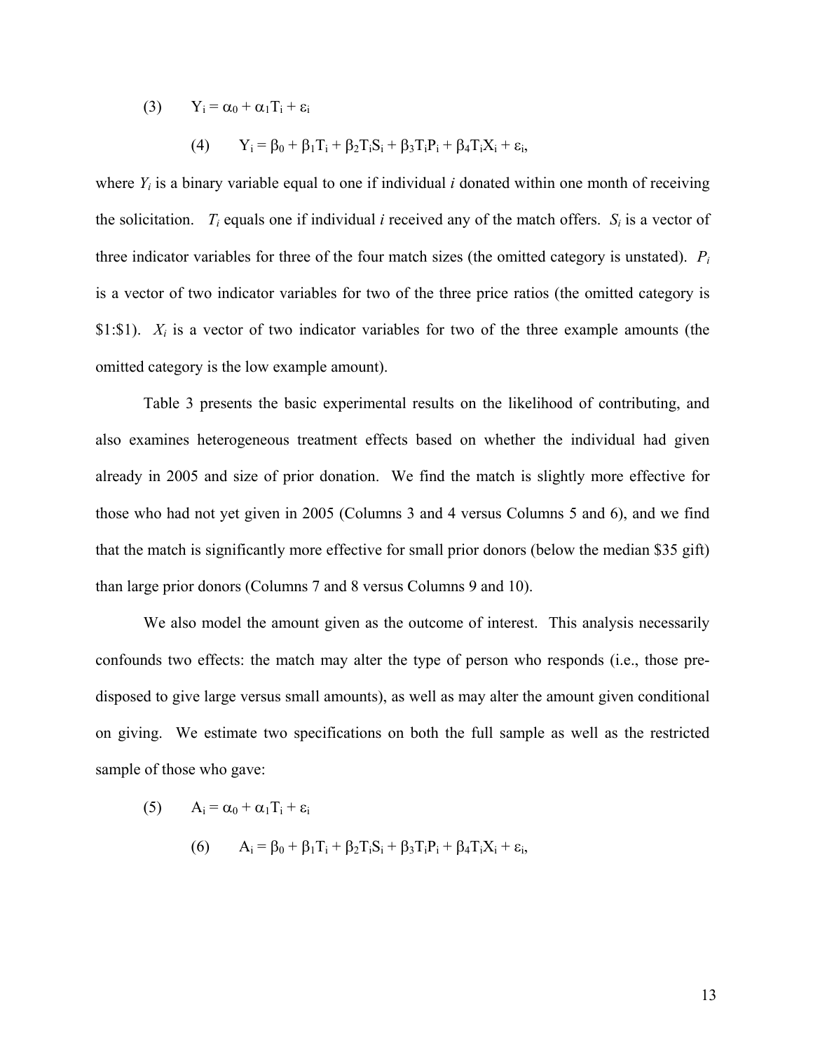$$(3) \qquad Y_i = \alpha_0 + \alpha_1 T_i + \varepsilon_i$$

$$(4) \qquad Y_i = \beta_0 + \beta_1 T_i + \beta_2 T_i S_i + \beta_3 T_i P_i + \beta_4 T_i X_i + \varepsilon_i,$$

where $Y_i$ is a binary variable equal to one if individual *i* donated within one month of receiving the solicitation. $T_i$ equals one if individual *i* received any of the match offers. $S_i$ is a vector of three indicator variables for three of the four match sizes (the omitted category is unstated). $P_i$ is a vector of two indicator variables for two of the three price ratios (the omitted category is \$1:\$1). $X_i$ is a vector of two indicator variables for two of the three example amounts (the omitted category is the low example amount).

Table 3 presents the basic experimental results on the likelihood of contributing, and also examines heterogeneous treatment effects based on whether the individual had given already in 2005 and size of prior donation. We find the match is slightly more effective for those who had not yet given in 2005 (Columns 3 and 4 versus Columns 5 and 6), and we find that the match is significantly more effective for small prior donors (below the median \$35 gift) than large prior donors (Columns 7 and 8 versus Columns 9 and 10).

We also model the amount given as the outcome of interest. This analysis necessarily confounds two effects: the match may alter the type of person who responds (i.e., those pre-disposed to give large versus small amounts), as well as may alter the amount given conditional on giving. We estimate two specifications on both the full sample as well as the restricted sample of those who gave:

$$(5) \qquad A_i = \alpha_0 + \alpha_1 T_i + \varepsilon_i$$

$$(6) \qquad A_i = \beta_0 + \beta_1 T_i + \beta_2 T_i S_i + \beta_3 T_i P_i + \beta_4 T_i X_i + \varepsilon_i,$$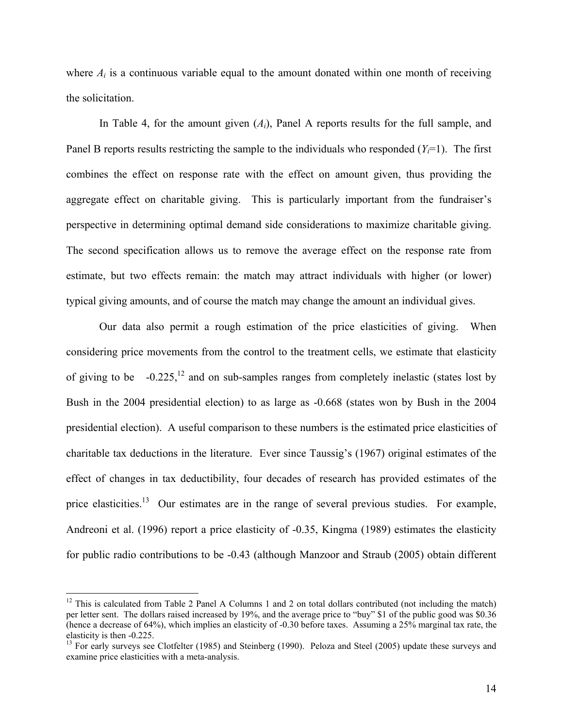where $A_i$ is a continuous variable equal to the amount donated within one month of receiving the solicitation.

In Table 4, for the amount given ($A_i$), Panel A reports results for the full sample, and Panel B reports results restricting the sample to the individuals who responded ($Y_i$=1). The first combines the effect on response rate with the effect on amount given, thus providing the aggregate effect on charitable giving. This is particularly important from the fundraiser's perspective in determining optimal demand side considerations to maximize charitable giving. The second specification allows us to remove the average effect on the response rate from estimate, but two effects remain: the match may attract individuals with higher (or lower) typical giving amounts, and of course the match may change the amount an individual gives.

Our data also permit a rough estimation of the price elasticities of giving. When considering price movements from the control to the treatment cells, we estimate that elasticity of giving to be -0.225,[12] and on sub-samples ranges from completely inelastic (states lost by Bush in the 2004 presidential election) to as large as -0.668 (states won by Bush in the 2004 presidential election). A useful comparison to these numbers is the estimated price elasticities of charitable tax deductions in the literature. Ever since Taussig's (1967) original estimates of the effect of changes in tax deductibility, four decades of research has provided estimates of the price elasticities.[13] Our estimates are in the range of several previous studies. For example, Andreoni et al. (1996) report a price elasticity of -0.35, Kingma (1989) estimates the elasticity for public radio contributions to be -0.43 (although Manzoor and Straub (2005) obtain different

---

[12] This is calculated from Table 2 Panel A Columns 1 and 2 on total dollars contributed (not including the match) per letter sent. The dollars raised increased by 19%, and the average price to "buy" $1 of the public good was $0.36 (hence a decrease of 64%), which implies an elasticity of -0.30 before taxes. Assuming a 25% marginal tax rate, the elasticity is then -0.225.

[13] For early surveys see Clotfelter (1985) and Steinberg (1990). Peloza and Steel (2005) update these surveys and examine price elasticities with a meta-analysis.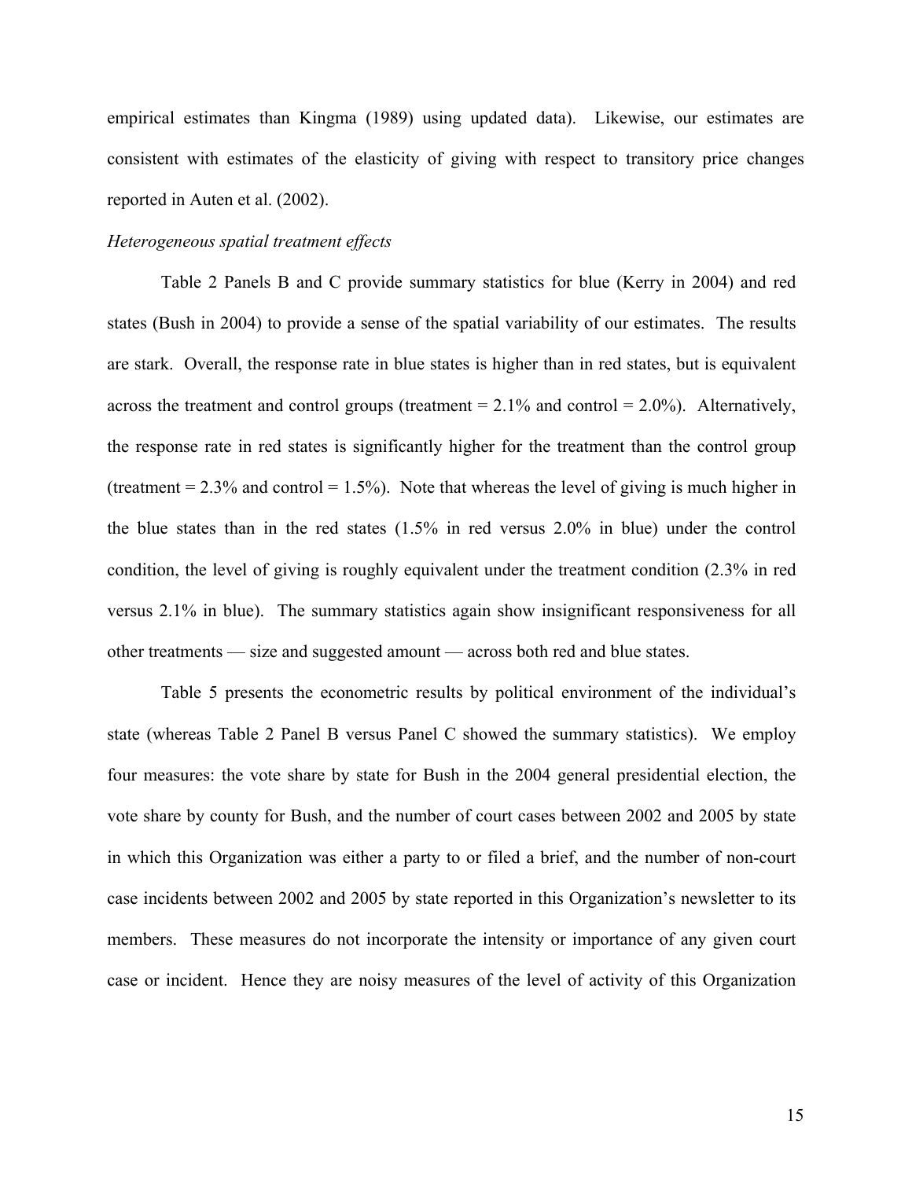empirical estimates than Kingma (1989) using updated data). Likewise, our estimates are consistent with estimates of the elasticity of giving with respect to transitory price changes reported in Auten et al. (2002).

*Heterogeneous spatial treatment effects*

Table 2 Panels B and C provide summary statistics for blue (Kerry in 2004) and red states (Bush in 2004) to provide a sense of the spatial variability of our estimates. The results are stark. Overall, the response rate in blue states is higher than in red states, but is equivalent across the treatment and control groups (treatment = 2.1% and control = 2.0%). Alternatively, the response rate in red states is significantly higher for the treatment than the control group (treatment = 2.3% and control = 1.5%). Note that whereas the level of giving is much higher in the blue states than in the red states (1.5% in red versus 2.0% in blue) under the control condition, the level of giving is roughly equivalent under the treatment condition (2.3% in red versus 2.1% in blue). The summary statistics again show insignificant responsiveness for all other treatments — size and suggested amount — across both red and blue states.

Table 5 presents the econometric results by political environment of the individual's state (whereas Table 2 Panel B versus Panel C showed the summary statistics). We employ four measures: the vote share by state for Bush in the 2004 general presidential election, the vote share by county for Bush, and the number of court cases between 2002 and 2005 by state in which this Organization was either a party to or filed a brief, and the number of non-court case incidents between 2002 and 2005 by state reported in this Organization's newsletter to its members. These measures do not incorporate the intensity or importance of any given court case or incident. Hence they are noisy measures of the level of activity of this Organization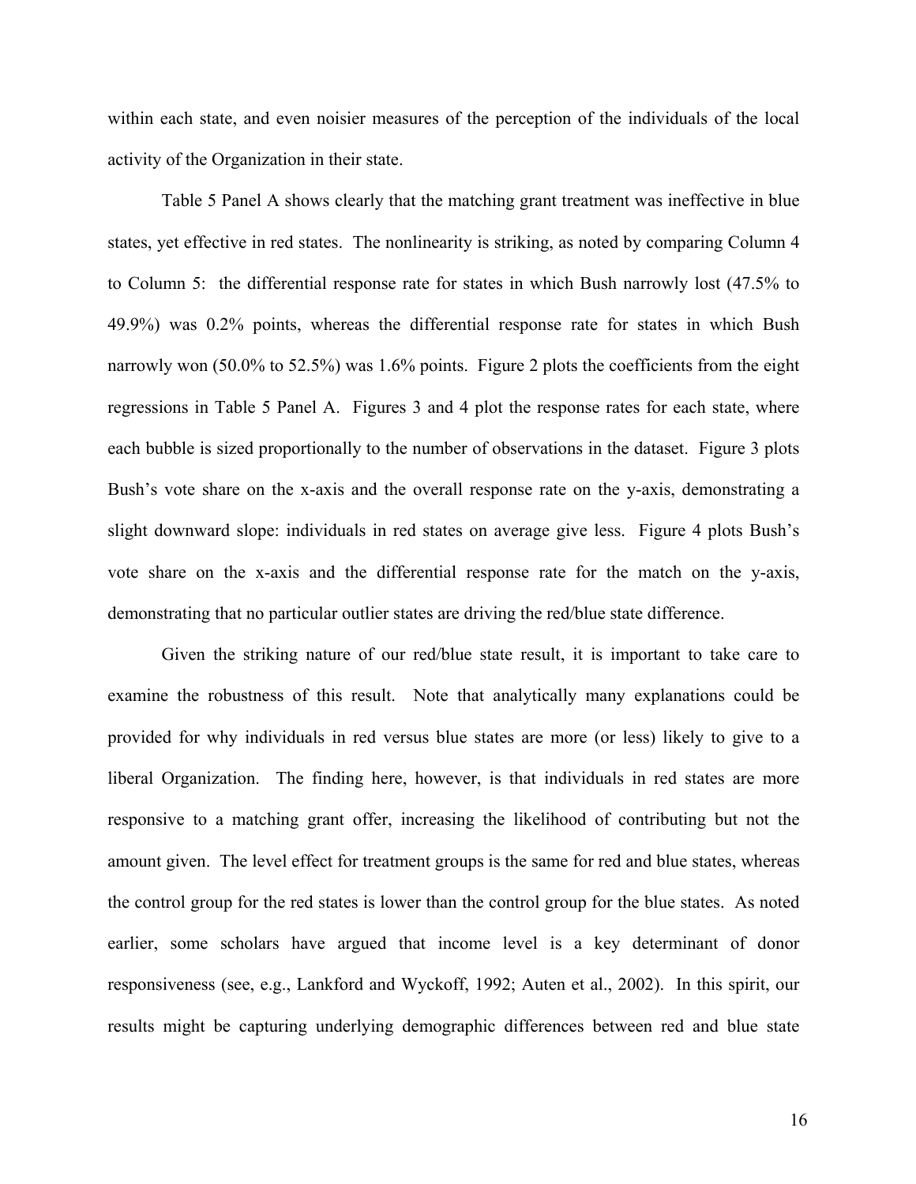within each state, and even noisier measures of the perception of the individuals of the local activity of the Organization in their state.

Table 5 Panel A shows clearly that the matching grant treatment was ineffective in blue states, yet effective in red states. The nonlinearity is striking, as noted by comparing Column 4 to Column 5: the differential response rate for states in which Bush narrowly lost (47.5% to 49.9%) was 0.2% points, whereas the differential response rate for states in which Bush narrowly won (50.0% to 52.5%) was 1.6% points. Figure 2 plots the coefficients from the eight regressions in Table 5 Panel A. Figures 3 and 4 plot the response rates for each state, where each bubble is sized proportionally to the number of observations in the dataset. Figure 3 plots Bush's vote share on the x-axis and the overall response rate on the y-axis, demonstrating a slight downward slope: individuals in red states on average give less. Figure 4 plots Bush's vote share on the x-axis and the differential response rate for the match on the y-axis, demonstrating that no particular outlier states are driving the red/blue state difference.

Given the striking nature of our red/blue state result, it is important to take care to examine the robustness of this result. Note that analytically many explanations could be provided for why individuals in red versus blue states are more (or less) likely to give to a liberal Organization. The finding here, however, is that individuals in red states are more responsive to a matching grant offer, increasing the likelihood of contributing but not the amount given. The level effect for treatment groups is the same for red and blue states, whereas the control group for the red states is lower than the control group for the blue states. As noted earlier, some scholars have argued that income level is a key determinant of donor responsiveness (see, e.g., Lankford and Wyckoff, 1992; Auten et al., 2002). In this spirit, our results might be capturing underlying demographic differences between red and blue state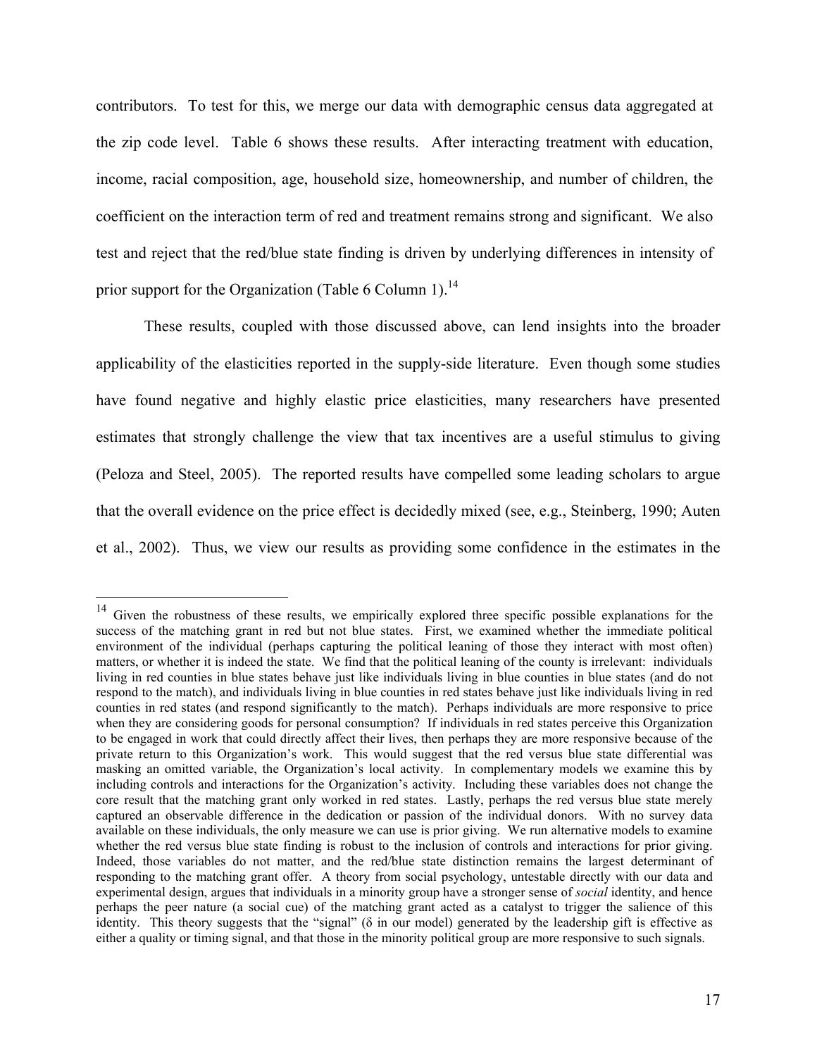contributors. To test for this, we merge our data with demographic census data aggregated at the zip code level. Table 6 shows these results. After interacting treatment with education, income, racial composition, age, household size, homeownership, and number of children, the coefficient on the interaction term of red and treatment remains strong and significant. We also test and reject that the red/blue state finding is driven by underlying differences in intensity of prior support for the Organization (Table 6 Column 1).[14]

These results, coupled with those discussed above, can lend insights into the broader applicability of the elasticities reported in the supply-side literature. Even though some studies have found negative and highly elastic price elasticities, many researchers have presented estimates that strongly challenge the view that tax incentives are a useful stimulus to giving (Peloza and Steel, 2005). The reported results have compelled some leading scholars to argue that the overall evidence on the price effect is decidedly mixed (see, e.g., Steinberg, 1990; Auten et al., 2002). Thus, we view our results as providing some confidence in the estimates in the

---

[14] Given the robustness of these results, we empirically explored three specific possible explanations for the success of the matching grant in red but not blue states. First, we examined whether the immediate political environment of the individual (perhaps capturing the political leaning of those they interact with most often) matters, or whether it is indeed the state. We find that the political leaning of the county is irrelevant: individuals living in red counties in blue states behave just like individuals living in blue counties in blue states (and do not respond to the match), and individuals living in blue counties in red states behave just like individuals living in red counties in red states (and respond significantly to the match). Perhaps individuals are more responsive to price when they are considering goods for personal consumption? If individuals in red states perceive this Organization to be engaged in work that could directly affect their lives, then perhaps they are more responsive because of the private return to this Organization's work. This would suggest that the red versus blue state differential was masking an omitted variable, the Organization's local activity. In complementary models we examine this by including controls and interactions for the Organization's activity. Including these variables does not change the core result that the matching grant only worked in red states. Lastly, perhaps the red versus blue state merely captured an observable difference in the dedication or passion of the individual donors. With no survey data available on these individuals, the only measure we can use is prior giving. We run alternative models to examine whether the red versus blue state finding is robust to the inclusion of controls and interactions for prior giving. Indeed, those variables do not matter, and the red/blue state distinction remains the largest determinant of responding to the matching grant offer. A theory from social psychology, untestable directly with our data and experimental design, argues that individuals in a minority group have a stronger sense of *social* identity, and hence perhaps the peer nature (a social cue) of the matching grant acted as a catalyst to trigger the salience of this identity. This theory suggests that the "signal" ($\delta$ in our model) generated by the leadership gift is effective as either a quality or timing signal, and that those in the minority political group are more responsive to such signals.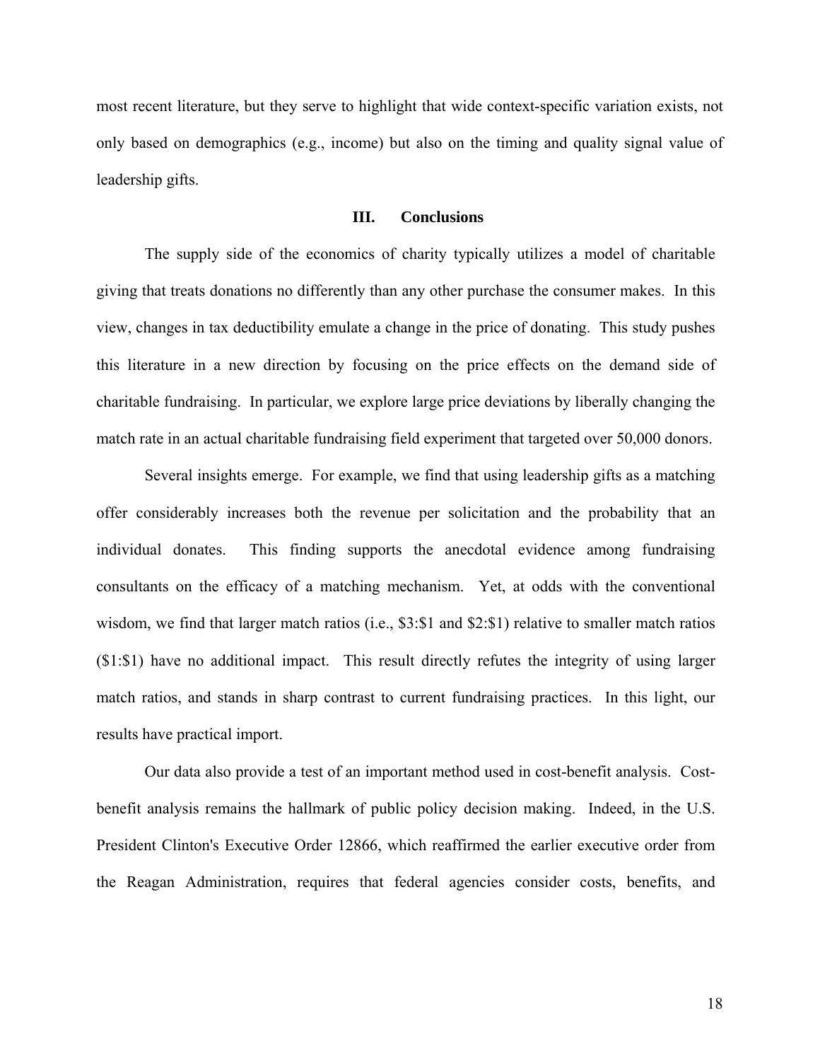most recent literature, but they serve to highlight that wide context-specific variation exists, not only based on demographics (e.g., income) but also on the timing and quality signal value of leadership gifts.

## III. Conclusions

The supply side of the economics of charity typically utilizes a model of charitable giving that treats donations no differently than any other purchase the consumer makes. In this view, changes in tax deductibility emulate a change in the price of donating. This study pushes this literature in a new direction by focusing on the price effects on the demand side of charitable fundraising. In particular, we explore large price deviations by liberally changing the match rate in an actual charitable fundraising field experiment that targeted over 50,000 donors.

Several insights emerge. For example, we find that using leadership gifts as a matching offer considerably increases both the revenue per solicitation and the probability that an individual donates. This finding supports the anecdotal evidence among fundraising consultants on the efficacy of a matching mechanism. Yet, at odds with the conventional wisdom, we find that larger match ratios (i.e., $3:$1 and $2:$1) relative to smaller match ratios ($1:$1) have no additional impact. This result directly refutes the integrity of using larger match ratios, and stands in sharp contrast to current fundraising practices. In this light, our results have practical import.

Our data also provide a test of an important method used in cost-benefit analysis. Cost-benefit analysis remains the hallmark of public policy decision making. Indeed, in the U.S. President Clinton's Executive Order 12866, which reaffirmed the earlier executive order from the Reagan Administration, requires that federal agencies consider costs, benefits, and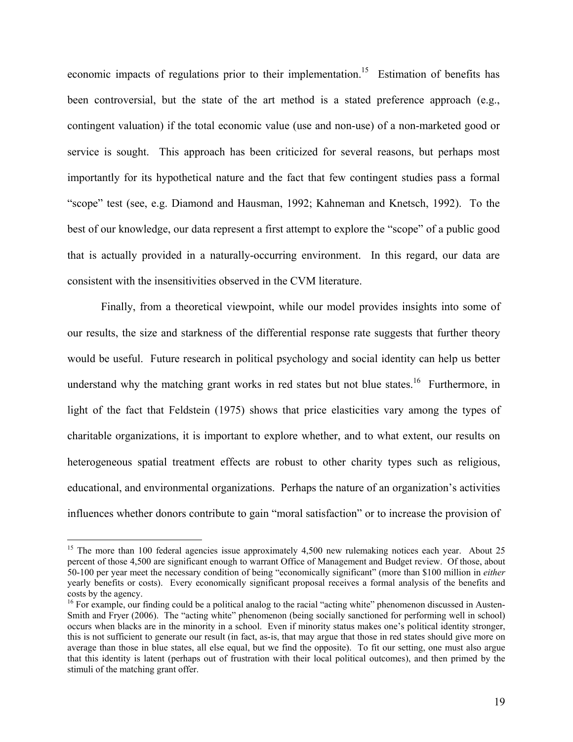economic impacts of regulations prior to their implementation.[15] Estimation of benefits has been controversial, but the state of the art method is a stated preference approach (e.g., contingent valuation) if the total economic value (use and non-use) of a non-marketed good or service is sought. This approach has been criticized for several reasons, but perhaps most importantly for its hypothetical nature and the fact that few contingent studies pass a formal "scope" test (see, e.g. Diamond and Hausman, 1992; Kahneman and Knetsch, 1992). To the best of our knowledge, our data represent a first attempt to explore the "scope" of a public good that is actually provided in a naturally-occurring environment. In this regard, our data are consistent with the insensitivities observed in the CVM literature.

Finally, from a theoretical viewpoint, while our model provides insights into some of our results, the size and starkness of the differential response rate suggests that further theory would be useful. Future research in political psychology and social identity can help us better understand why the matching grant works in red states but not blue states.[16] Furthermore, in light of the fact that Feldstein (1975) shows that price elasticities vary among the types of charitable organizations, it is important to explore whether, and to what extent, our results on heterogeneous spatial treatment effects are robust to other charity types such as religious, educational, and environmental organizations. Perhaps the nature of an organization's activities influences whether donors contribute to gain "moral satisfaction" or to increase the provision of

---

[15] The more than 100 federal agencies issue approximately 4,500 new rulemaking notices each year. About 25 percent of those 4,500 are significant enough to warrant Office of Management and Budget review. Of those, about 50-100 per year meet the necessary condition of being "economically significant" (more than $100 million in *either* yearly benefits or costs). Every economically significant proposal receives a formal analysis of the benefits and costs by the agency.

[16] For example, our finding could be a political analog to the racial "acting white" phenomenon discussed in Austen-Smith and Fryer (2006). The "acting white" phenomenon (being socially sanctioned for performing well in school) occurs when blacks are in the minority in a school. Even if minority status makes one's political identity stronger, this is not sufficient to generate our result (in fact, as-is, that may argue that those in red states should give more on average than those in blue states, all else equal, but we find the opposite). To fit our setting, one must also argue that this identity is latent (perhaps out of frustration with their local political outcomes), and then primed by the stimuli of the matching grant offer.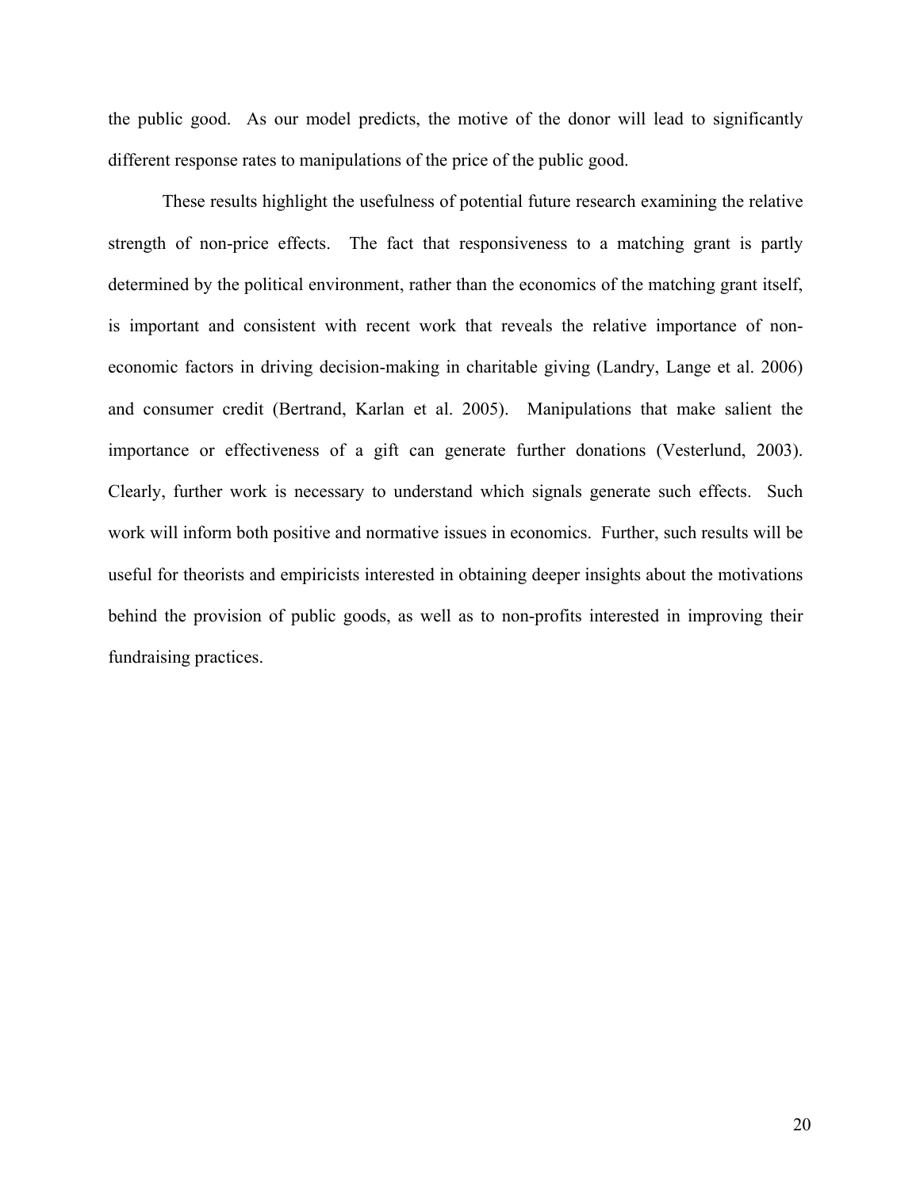the public good. As our model predicts, the motive of the donor will lead to significantly different response rates to manipulations of the price of the public good.

These results highlight the usefulness of potential future research examining the relative strength of non-price effects. The fact that responsiveness to a matching grant is partly determined by the political environment, rather than the economics of the matching grant itself, is important and consistent with recent work that reveals the relative importance of non-economic factors in driving decision-making in charitable giving (Landry, Lange et al. 2006) and consumer credit (Bertrand, Karlan et al. 2005). Manipulations that make salient the importance or effectiveness of a gift can generate further donations (Vesterlund, 2003). Clearly, further work is necessary to understand which signals generate such effects. Such work will inform both positive and normative issues in economics. Further, such results will be useful for theorists and empiricists interested in obtaining deeper insights about the motivations behind the provision of public goods, as well as to non-profits interested in improving their fundraising practices.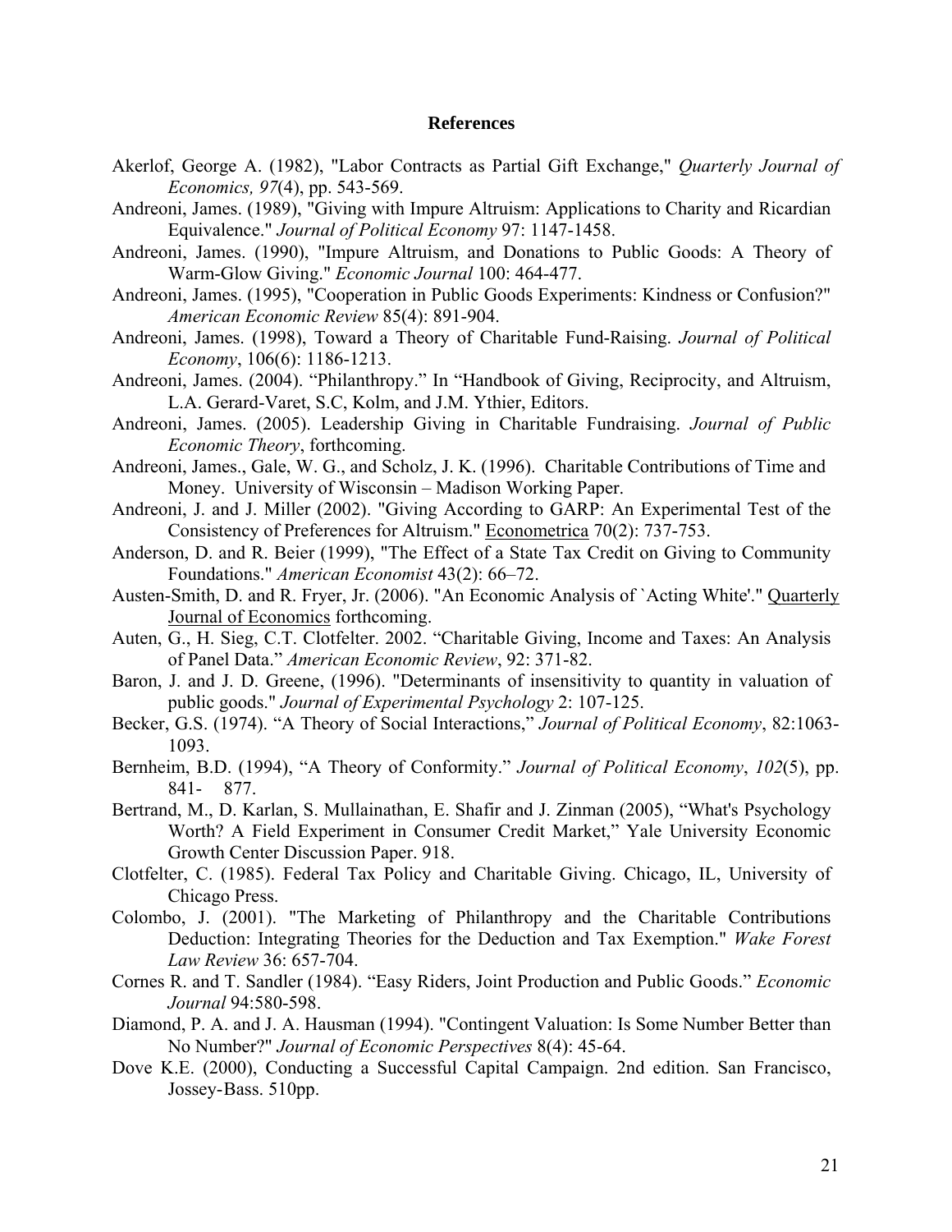## References

Akerlof, George A. (1982), "Labor Contracts as Partial Gift Exchange," *Quarterly Journal of Economics, 97*(4), pp. 543-569.

Andreoni, James. (1989), "Giving with Impure Altruism: Applications to Charity and Ricardian Equivalence." *Journal of Political Economy* 97: 1147-1458.

Andreoni, James. (1990), "Impure Altruism, and Donations to Public Goods: A Theory of Warm-Glow Giving." *Economic Journal* 100: 464-477.

Andreoni, James. (1995), "Cooperation in Public Goods Experiments: Kindness or Confusion?" *American Economic Review* 85(4): 891-904.

Andreoni, James. (1998), Toward a Theory of Charitable Fund-Raising. *Journal of Political Economy*, 106(6): 1186-1213.

Andreoni, James. (2004). "Philanthropy." In "Handbook of Giving, Reciprocity, and Altruism, L.A. Gerard-Varet, S.C, Kolm, and J.M. Ythier, Editors.

Andreoni, James. (2005). Leadership Giving in Charitable Fundraising. *Journal of Public Economic Theory*, forthcoming.

Andreoni, James., Gale, W. G., and Scholz, J. K. (1996). Charitable Contributions of Time and Money. University of Wisconsin – Madison Working Paper.

Andreoni, J. and J. Miller (2002). "Giving According to GARP: An Experimental Test of the Consistency of Preferences for Altruism." Econometrica 70(2): 737-753.

Anderson, D. and R. Beier (1999), "The Effect of a State Tax Credit on Giving to Community Foundations." *American Economist* 43(2): 66–72.

Austen-Smith, D. and R. Fryer, Jr. (2006). "An Economic Analysis of `Acting White'." Quarterly Journal of Economics forthcoming.

Auten, G., H. Sieg, C.T. Clotfelter. 2002. "Charitable Giving, Income and Taxes: An Analysis of Panel Data." *American Economic Review*, 92: 371-82.

Baron, J. and J. D. Greene, (1996). "Determinants of insensitivity to quantity in valuation of public goods." *Journal of Experimental Psychology* 2: 107-125.

Becker, G.S. (1974). "A Theory of Social Interactions," *Journal of Political Economy*, 82:1063-1093.

Bernheim, B.D. (1994), "A Theory of Conformity." *Journal of Political Economy*, *102*(5), pp. 841- 877.

Bertrand, M., D. Karlan, S. Mullainathan, E. Shafir and J. Zinman (2005), "What's Psychology Worth? A Field Experiment in Consumer Credit Market," Yale University Economic Growth Center Discussion Paper. 918.

Clotfelter, C. (1985). Federal Tax Policy and Charitable Giving. Chicago, IL, University of Chicago Press.

Colombo, J. (2001). "The Marketing of Philanthropy and the Charitable Contributions Deduction: Integrating Theories for the Deduction and Tax Exemption." *Wake Forest Law Review* 36: 657-704.

Cornes R. and T. Sandler (1984). "Easy Riders, Joint Production and Public Goods." *Economic Journal* 94:580-598.

Diamond, P. A. and J. A. Hausman (1994). "Contingent Valuation: Is Some Number Better than No Number?" *Journal of Economic Perspectives* 8(4): 45-64.

Dove K.E. (2000), Conducting a Successful Capital Campaign. 2nd edition. San Francisco, Jossey-Bass. 510pp.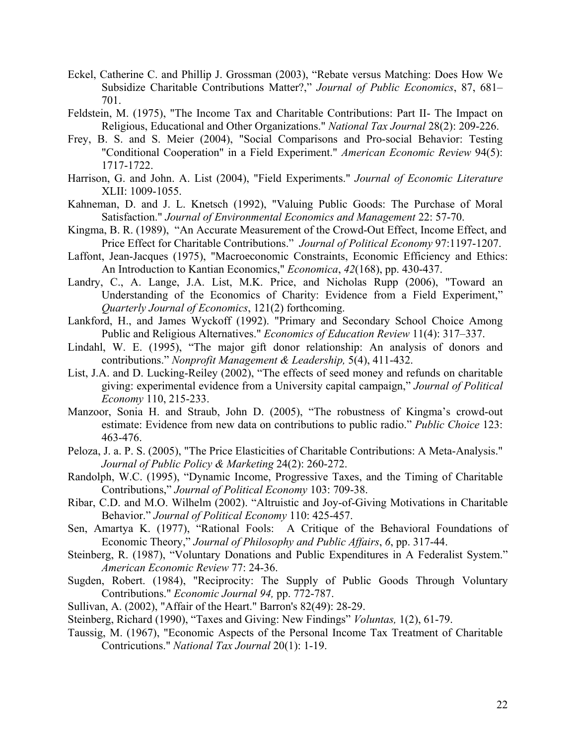Eckel, Catherine C. and Phillip J. Grossman (2003), "Rebate versus Matching: Does How We Subsidize Charitable Contributions Matter?," *Journal of Public Economics*, 87, 681–701.

Feldstein, M. (1975), "The Income Tax and Charitable Contributions: Part II- The Impact on Religious, Educational and Other Organizations." *National Tax Journal* 28(2): 209-226.

Frey, B. S. and S. Meier (2004), "Social Comparisons and Pro-social Behavior: Testing "Conditional Cooperation" in a Field Experiment." *American Economic Review* 94(5): 1717-1722.

Harrison, G. and John. A. List (2004), "Field Experiments." *Journal of Economic Literature* XLII: 1009-1055.

Kahneman, D. and J. L. Knetsch (1992), "Valuing Public Goods: The Purchase of Moral Satisfaction." *Journal of Environmental Economics and Management* 22: 57-70.

Kingma, B. R. (1989), "An Accurate Measurement of the Crowd-Out Effect, Income Effect, and Price Effect for Charitable Contributions." *Journal of Political Economy* 97:1197-1207.

Laffont, Jean-Jacques (1975), "Macroeconomic Constraints, Economic Efficiency and Ethics: An Introduction to Kantian Economics," *Economica*, *42*(168), pp. 430-437.

Landry, C., A. Lange, J.A. List, M.K. Price, and Nicholas Rupp (2006), "Toward an Understanding of the Economics of Charity: Evidence from a Field Experiment," *Quarterly Journal of Economics*, 121(2) forthcoming.

Lankford, H., and James Wyckoff (1992). "Primary and Secondary School Choice Among Public and Religious Alternatives." *Economics of Education Review* 11(4): 317–337.

Lindahl, W. E. (1995), "The major gift donor relationship: An analysis of donors and contributions." *Nonprofit Management & Leadership,* 5(4), 411-432.

List, J.A. and D. Lucking-Reiley (2002), "The effects of seed money and refunds on charitable giving: experimental evidence from a University capital campaign," *Journal of Political Economy* 110, 215-233.

Manzoor, Sonia H. and Straub, John D. (2005), "The robustness of Kingma's crowd-out estimate: Evidence from new data on contributions to public radio." *Public Choice* 123: 463-476.

Peloza, J. a. P. S. (2005), "The Price Elasticities of Charitable Contributions: A Meta-Analysis." *Journal of Public Policy & Marketing* 24(2): 260-272.

Randolph, W.C. (1995), "Dynamic Income, Progressive Taxes, and the Timing of Charitable Contributions," *Journal of Political Economy* 103: 709-38.

Ribar, C.D. and M.O. Wilhelm (2002). "Altruistic and Joy-of-Giving Motivations in Charitable Behavior." *Journal of Political Economy* 110: 425-457.

Sen, Amartya K. (1977), "Rational Fools: A Critique of the Behavioral Foundations of Economic Theory," *Journal of Philosophy and Public Affairs*, *6*, pp. 317-44.

Steinberg, R. (1987), "Voluntary Donations and Public Expenditures in A Federalist System." *American Economic Review* 77: 24-36.

Sugden, Robert. (1984), "Reciprocity: The Supply of Public Goods Through Voluntary Contributions." *Economic Journal 94,* pp. 772-787.

Sullivan, A. (2002), "Affair of the Heart." Barron's 82(49): 28-29.

Steinberg, Richard (1990), "Taxes and Giving: New Findings" *Voluntas,* 1(2), 61-79.

Taussig, M. (1967), "Economic Aspects of the Personal Income Tax Treatment of Charitable Contricutions." *National Tax Journal* 20(1): 1-19.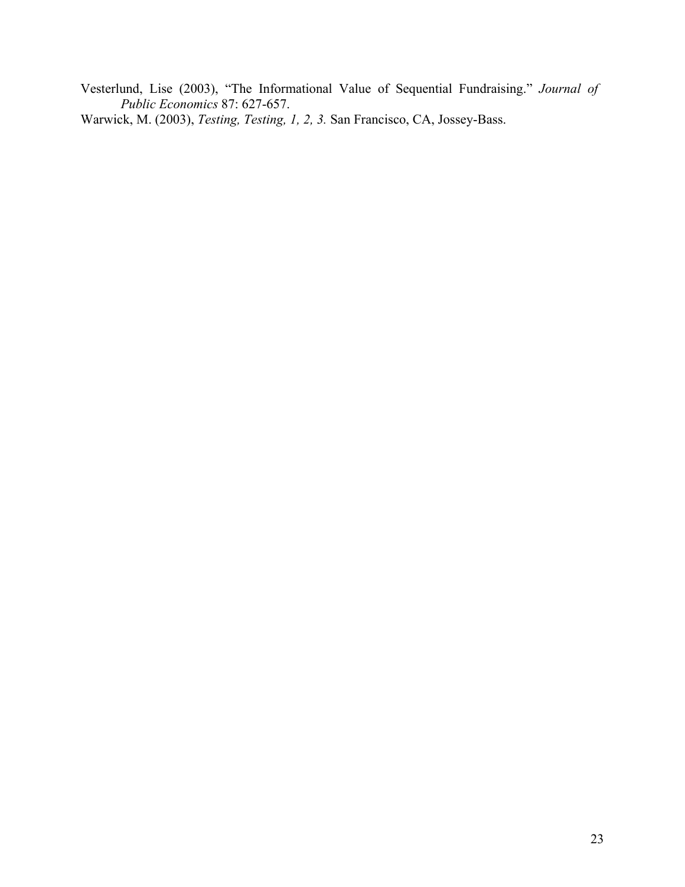Vesterlund, Lise (2003), "The Informational Value of Sequential Fundraising." *Journal of Public Economics* 87: 627-657.

Warwick, M. (2003), *Testing, Testing, 1, 2, 3.* San Francisco, CA, Jossey-Bass.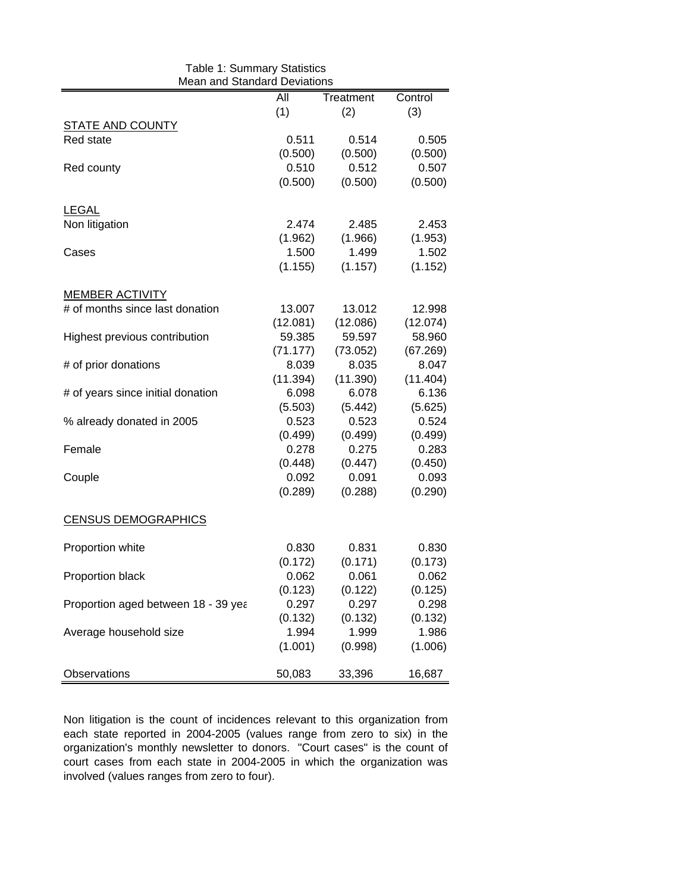Table 1: Summary Statistics
Mean and Standard Deviations

| | All (1) | Treatment (2) | Control (3) |
|---|---|---|---|
| STATE AND COUNTY | | | |
| Red state | 0.511 | 0.514 | 0.505 |
| | (0.500) | (0.500) | (0.500) |
| Red county | 0.510 | 0.512 | 0.507 |
| | (0.500) | (0.500) | (0.500) |
| LEGAL | | | |
| Non litigation | 2.474 | 2.485 | 2.453 |
| | (1.962) | (1.966) | (1.953) |
| Cases | 1.500 | 1.499 | 1.502 |
| | (1.155) | (1.157) | (1.152) |
| MEMBER ACTIVITY | | | |
| # of months since last donation | 13.007 | 13.012 | 12.998 |
| | (12.081) | (12.086) | (12.074) |
| Highest previous contribution | 59.385 | 59.597 | 58.960 |
| | (71.177) | (73.052) | (67.269) |
| # of prior donations | 8.039 | 8.035 | 8.047 |
| | (11.394) | (11.390) | (11.404) |
| # of years since initial donation | 6.098 | 6.078 | 6.136 |
| | (5.503) | (5.442) | (5.625) |
| % already donated in 2005 | 0.523 | 0.523 | 0.524 |
| | (0.499) | (0.499) | (0.499) |
| Female | 0.278 | 0.275 | 0.283 |
| | (0.448) | (0.447) | (0.450) |
| Couple | 0.092 | 0.091 | 0.093 |
| | (0.289) | (0.288) | (0.290) |
| CENSUS DEMOGRAPHICS | | | |
| Proportion white | 0.830 | 0.831 | 0.830 |
| | (0.172) | (0.171) | (0.173) |
| Proportion black | 0.062 | 0.061 | 0.062 |
| | (0.123) | (0.122) | (0.125) |
| Proportion aged between 18 - 39 yea | 0.297 | 0.297 | 0.298 |
| | (0.132) | (0.132) | (0.132) |
| Average household size | 1.994 | 1.999 | 1.986 |
| | (1.001) | (0.998) | (1.006) |
| Observations | 50,083 | 33,396 | 16,687 |

Non litigation is the count of incidences relevant to this organization from each state reported in 2004-2005 (values range from zero to six) in the organization's monthly newsletter to donors. "Court cases" is the count of court cases from each state in 2004-2005 in which the organization was involved (values ranges from zero to four).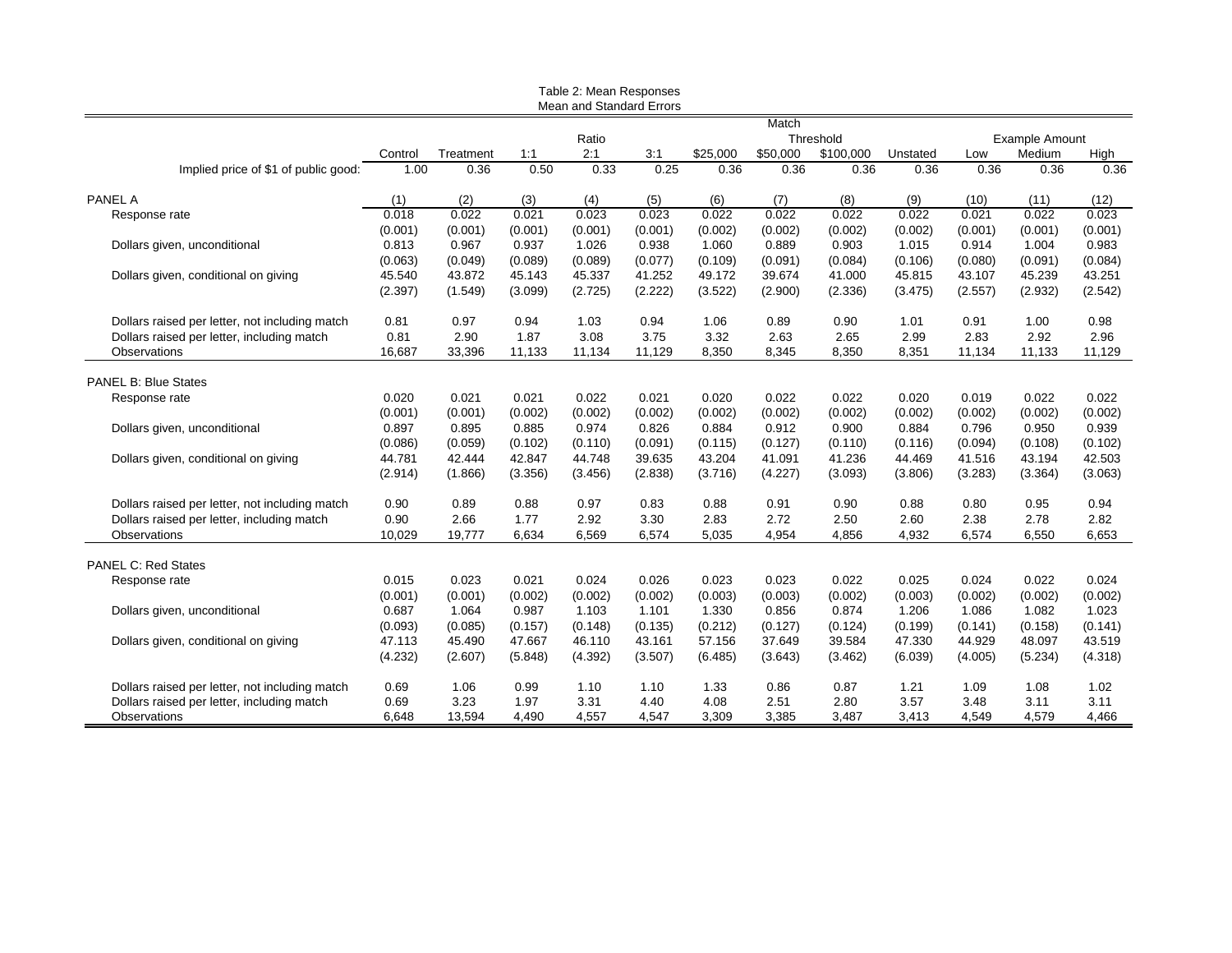Table 2: Mean Responses
Mean and Standard Errors

| | Control | Treatment | Match: Ratio 1:1 | 2:1 | 3:1 | Threshold $25,000 | $50,000 | $100,000 | Unstated | Example Amount Low | Medium | High |
|---|---|---|---|---|---|---|---|---|---|---|---|---|
| Implied price of $1 of public good: | 1.00 | 0.36 | 0.50 | 0.33 | 0.25 | 0.36 | 0.36 | 0.36 | 0.36 | 0.36 | 0.36 | 0.36 |
| **PANEL A** | (1) | (2) | (3) | (4) | (5) | (6) | (7) | (8) | (9) | (10) | (11) | (12) |
| Response rate | 0.018 | 0.022 | 0.021 | 0.023 | 0.023 | 0.022 | 0.022 | 0.022 | 0.022 | 0.021 | 0.022 | 0.023 |
| | (0.001) | (0.001) | (0.001) | (0.001) | (0.001) | (0.002) | (0.002) | (0.002) | (0.002) | (0.001) | (0.001) | (0.001) |
| Dollars given, unconditional | 0.813 | 0.967 | 0.937 | 1.026 | 0.938 | 1.060 | 0.889 | 0.903 | 1.015 | 0.914 | 1.004 | 0.983 |
| | (0.063) | (0.049) | (0.089) | (0.089) | (0.077) | (0.109) | (0.091) | (0.084) | (0.106) | (0.080) | (0.091) | (0.084) |
| Dollars given, conditional on giving | 45.540 | 43.872 | 45.143 | 45.337 | 41.252 | 49.172 | 39.674 | 41.000 | 45.815 | 43.107 | 45.239 | 43.251 |
| | (2.397) | (1.549) | (3.099) | (2.725) | (2.222) | (3.522) | (2.900) | (2.336) | (3.475) | (2.557) | (2.932) | (2.542) |
| Dollars raised per letter, not including match | 0.81 | 0.97 | 0.94 | 1.03 | 0.94 | 1.06 | 0.89 | 0.90 | 1.01 | 0.91 | 1.00 | 0.98 |
| Dollars raised per letter, including match | 0.81 | 2.90 | 1.87 | 3.08 | 3.75 | 3.32 | 2.63 | 2.65 | 2.99 | 2.83 | 2.92 | 2.96 |
| Observations | 16,687 | 33,396 | 11,133 | 11,134 | 11,129 | 8,350 | 8,345 | 8,350 | 8,351 | 11,134 | 11,133 | 11,129 |
| **PANEL B: Blue States** | | | | | | | | | | | | |
| Response rate | 0.020 | 0.021 | 0.021 | 0.022 | 0.021 | 0.020 | 0.022 | 0.022 | 0.020 | 0.019 | 0.022 | 0.022 |
| | (0.001) | (0.001) | (0.002) | (0.002) | (0.002) | (0.002) | (0.002) | (0.002) | (0.002) | (0.002) | (0.002) | (0.002) |
| Dollars given, unconditional | 0.897 | 0.895 | 0.885 | 0.974 | 0.826 | 0.884 | 0.912 | 0.900 | 0.884 | 0.796 | 0.950 | 0.939 |
| | (0.086) | (0.059) | (0.102) | (0.110) | (0.091) | (0.115) | (0.127) | (0.110) | (0.116) | (0.094) | (0.108) | (0.102) |
| Dollars given, conditional on giving | 44.781 | 42.444 | 42.847 | 44.748 | 39.635 | 43.204 | 41.091 | 41.236 | 44.469 | 41.516 | 43.194 | 42.503 |
| | (2.914) | (1.866) | (3.356) | (3.456) | (2.838) | (3.716) | (4.227) | (3.093) | (3.806) | (3.283) | (3.364) | (3.063) |
| Dollars raised per letter, not including match | 0.90 | 0.89 | 0.88 | 0.97 | 0.83 | 0.88 | 0.91 | 0.90 | 0.88 | 0.80 | 0.95 | 0.94 |
| Dollars raised per letter, including match | 0.90 | 2.66 | 1.77 | 2.92 | 3.30 | 2.83 | 2.72 | 2.50 | 2.60 | 2.38 | 2.78 | 2.82 |
| Observations | 10,029 | 19,777 | 6,634 | 6,569 | 6,574 | 5,035 | 4,954 | 4,856 | 4,932 | 6,574 | 6,550 | 6,653 |
| **PANEL C: Red States** | | | | | | | | | | | | |
| Response rate | 0.015 | 0.023 | 0.021 | 0.024 | 0.026 | 0.023 | 0.023 | 0.022 | 0.025 | 0.024 | 0.022 | 0.024 |
| | (0.001) | (0.001) | (0.002) | (0.002) | (0.002) | (0.003) | (0.003) | (0.002) | (0.003) | (0.002) | (0.002) | (0.002) |
| Dollars given, unconditional | 0.687 | 1.064 | 0.987 | 1.103 | 1.101 | 1.330 | 0.856 | 0.874 | 1.206 | 1.086 | 1.082 | 1.023 |
| | (0.093) | (0.085) | (0.157) | (0.148) | (0.135) | (0.212) | (0.127) | (0.124) | (0.199) | (0.141) | (0.158) | (0.141) |
| Dollars given, conditional on giving | 47.113 | 45.490 | 47.667 | 46.110 | 43.161 | 57.156 | 37.649 | 39.584 | 47.330 | 44.929 | 48.097 | 43.519 |
| | (4.232) | (2.607) | (5.848) | (4.392) | (3.507) | (6.485) | (3.643) | (3.462) | (6.039) | (4.005) | (5.234) | (4.318) |
| Dollars raised per letter, not including match | 0.69 | 1.06 | 0.99 | 1.10 | 1.10 | 1.33 | 0.86 | 0.87 | 1.21 | 1.09 | 1.08 | 1.02 |
| Dollars raised per letter, including match | 0.69 | 3.23 | 1.97 | 3.31 | 4.40 | 4.08 | 2.51 | 2.80 | 3.57 | 3.48 | 3.11 | 3.11 |
| Observations | 6,648 | 13,594 | 4,490 | 4,557 | 4,547 | 3,309 | 3,385 | 3,487 | 3,413 | 4,549 | 4,579 | 4,466 |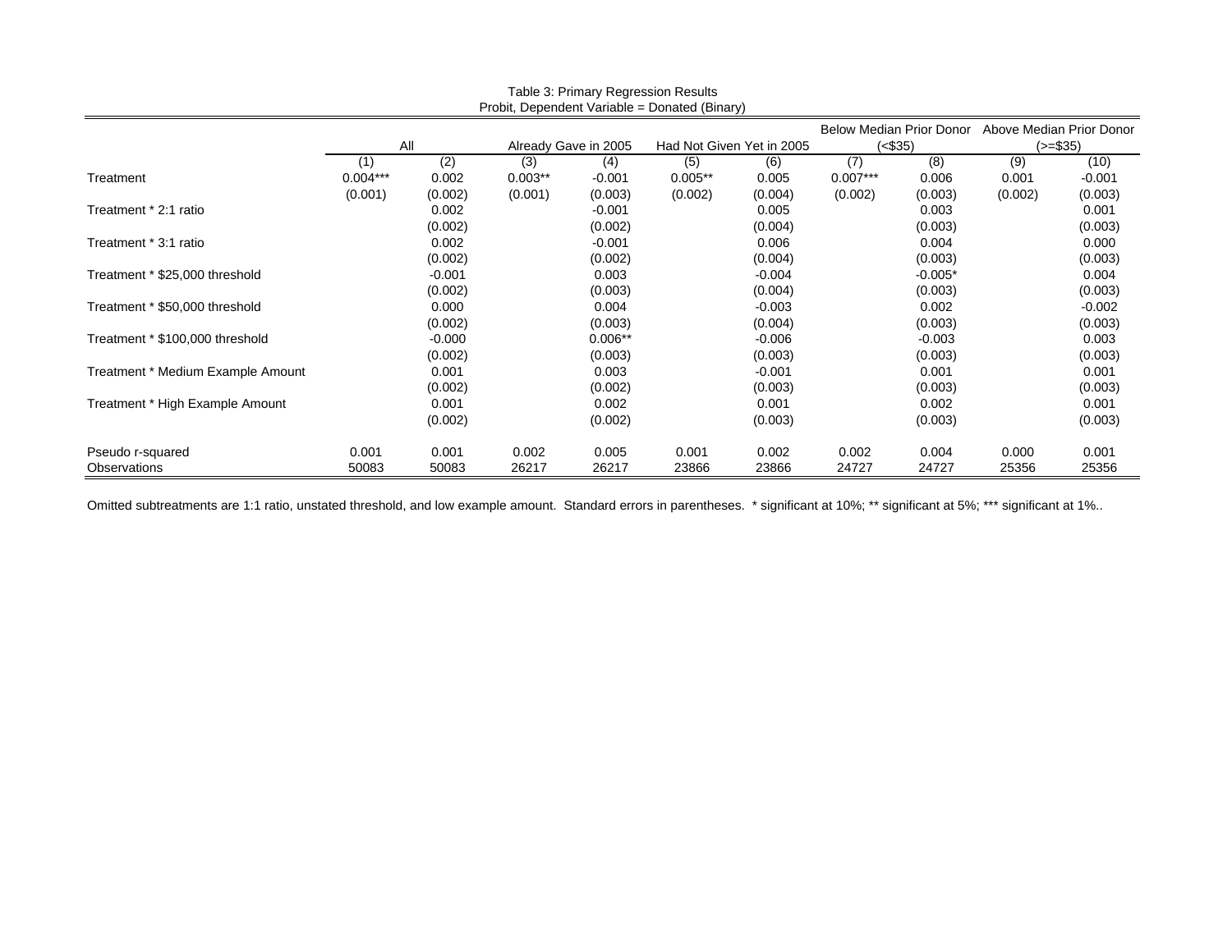Table 3: Primary Regression Results
Probit, Dependent Variable = Donated (Binary)

| | All | | Already Gave in 2005 | | Had Not Given Yet in 2005 | | Below Median Prior Donor (<$35) | | Above Median Prior Donor (>=$35) | |
|---|---|---|---|---|---|---|---|---|---|---|
| | (1) | (2) | (3) | (4) | (5) | (6) | (7) | (8) | (9) | (10) |
| Treatment | 0.004*** | 0.002 | 0.003** | -0.001 | 0.005** | 0.005 | 0.007*** | 0.006 | 0.001 | -0.001 |
| | (0.001) | (0.002) | (0.001) | (0.003) | (0.002) | (0.004) | (0.002) | (0.003) | (0.002) | (0.003) |
| Treatment * 2:1 ratio | | 0.002 | | -0.001 | | 0.005 | | 0.003 | | 0.001 |
| | | (0.002) | | (0.002) | | (0.004) | | (0.003) | | (0.003) |
| Treatment * 3:1 ratio | | 0.002 | | -0.001 | | 0.006 | | 0.004 | | 0.000 |
| | | (0.002) | | (0.002) | | (0.004) | | (0.003) | | (0.003) |
| Treatment * $25,000 threshold | | -0.001 | | 0.003 | | -0.004 | | -0.005* | | 0.004 |
| | | (0.002) | | (0.003) | | (0.004) | | (0.003) | | (0.003) |
| Treatment * $50,000 threshold | | 0.000 | | 0.004 | | -0.003 | | 0.002 | | -0.002 |
| | | (0.002) | | (0.003) | | (0.004) | | (0.003) | | (0.003) |
| Treatment * $100,000 threshold | | -0.000 | | 0.006** | | -0.006 | | -0.003 | | 0.003 |
| | | (0.002) | | (0.003) | | (0.003) | | (0.003) | | (0.003) |
| Treatment * Medium Example Amount | | 0.001 | | 0.003 | | -0.001 | | 0.001 | | 0.001 |
| | | (0.002) | | (0.002) | | (0.003) | | (0.003) | | (0.003) |
| Treatment * High Example Amount | | 0.001 | | 0.002 | | 0.001 | | 0.002 | | 0.001 |
| | | (0.002) | | (0.002) | | (0.003) | | (0.003) | | (0.003) |
| Pseudo r-squared | 0.001 | 0.001 | 0.002 | 0.005 | 0.001 | 0.002 | 0.002 | 0.004 | 0.000 | 0.001 |
| Observations | 50083 | 50083 | 26217 | 26217 | 23866 | 23866 | 24727 | 24727 | 25356 | 25356 |

Omitted subtreatments are 1:1 ratio, unstated threshold, and low example amount. Standard errors in parentheses. * significant at 10%; ** significant at 5%; *** significant at 1%..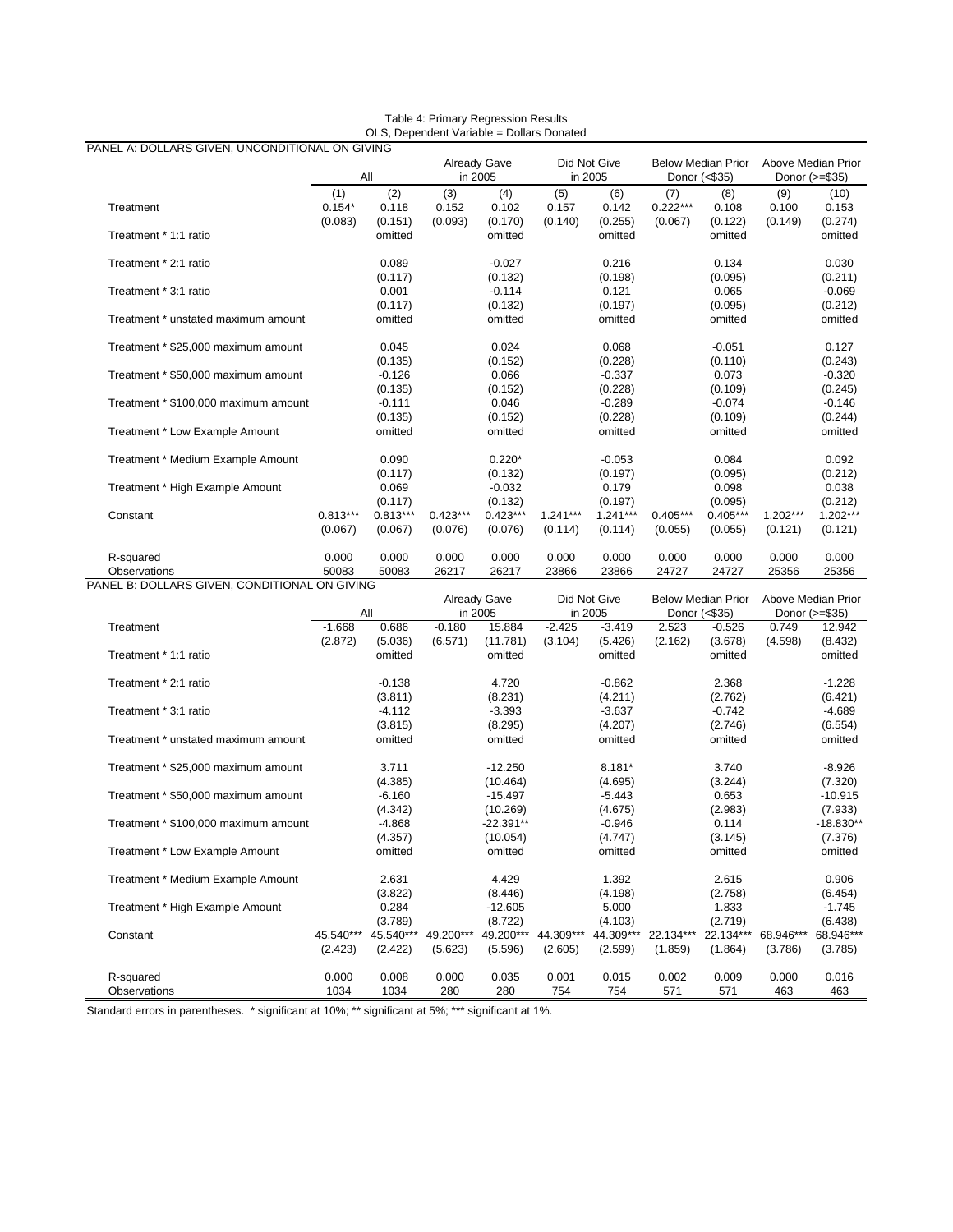Table 4: Primary Regression Results

OLS, Dependent Variable = Dollars Donated

PANEL A: DOLLARS GIVEN, UNCONDITIONAL ON GIVING

| | All | | Already Gave in 2005 | | Did Not Give in 2005 | | Below Median Prior Donor (<$35) | | Above Median Prior Donor (>=$35) | |
|---|---|---|---|---|---|---|---|---|---|---|
| | (1) | (2) | (3) | (4) | (5) | (6) | (7) | (8) | (9) | (10) |
| Treatment | 0.154* | 0.118 | 0.152 | 0.102 | 0.157 | 0.142 | 0.222*** | 0.108 | 0.100 | 0.153 |
| | (0.083) | (0.151) | (0.093) | (0.170) | (0.140) | (0.255) | (0.067) | (0.122) | (0.149) | (0.274) |
| Treatment * 1:1 ratio | | omitted | | omitted | | omitted | | omitted | | omitted |
| Treatment * 2:1 ratio | | 0.089 | | -0.027 | | 0.216 | | 0.134 | | 0.030 |
| | | (0.117) | | (0.132) | | (0.198) | | (0.095) | | (0.211) |
| Treatment * 3:1 ratio | | 0.001 | | -0.114 | | 0.121 | | 0.065 | | -0.069 |
| | | (0.117) | | (0.132) | | (0.197) | | (0.095) | | (0.212) |
| Treatment * unstated maximum amount | | omitted | | omitted | | omitted | | omitted | | omitted |
| Treatment * $25,000 maximum amount | | 0.045 | | 0.024 | | 0.068 | | -0.051 | | 0.127 |
| | | (0.135) | | (0.152) | | (0.228) | | (0.110) | | (0.243) |
| Treatment * $50,000 maximum amount | | -0.126 | | 0.066 | | -0.337 | | 0.073 | | -0.320 |
| | | (0.135) | | (0.152) | | (0.228) | | (0.109) | | (0.245) |
| Treatment * $100,000 maximum amount | | -0.111 | | 0.046 | | -0.289 | | -0.074 | | -0.146 |
| | | (0.135) | | (0.152) | | (0.228) | | (0.109) | | (0.244) |
| Treatment * Low Example Amount | | omitted | | omitted | | omitted | | omitted | | omitted |
| Treatment * Medium Example Amount | | 0.090 | | 0.220* | | -0.053 | | 0.084 | | 0.092 |
| | | (0.117) | | (0.132) | | (0.197) | | (0.095) | | (0.212) |
| Treatment * High Example Amount | | 0.069 | | -0.032 | | 0.179 | | 0.098 | | 0.038 |
| | | (0.117) | | (0.132) | | (0.197) | | (0.095) | | (0.212) |
| Constant | 0.813*** | 0.813*** | 0.423*** | 0.423*** | 1.241*** | 1.241*** | 0.405*** | 0.405*** | 1.202*** | 1.202*** |
| | (0.067) | (0.067) | (0.076) | (0.076) | (0.114) | (0.114) | (0.055) | (0.055) | (0.121) | (0.121) |
| R-squared | 0.000 | 0.000 | 0.000 | 0.000 | 0.000 | 0.000 | 0.000 | 0.000 | 0.000 | 0.000 |
| Observations | 50083 | 50083 | 26217 | 26217 | 23866 | 23866 | 24727 | 24727 | 25356 | 25356 |

PANEL B: DOLLARS GIVEN, CONDITIONAL ON GIVING

| | All | | Already Gave in 2005 | | Did Not Give in 2005 | | Below Median Prior Donor (<$35) | | Above Median Prior Donor (>=$35) | |
|---|---|---|---|---|---|---|---|---|---|---|
| Treatment | -1.668 | 0.686 | -0.180 | 15.884 | -2.425 | -3.419 | 2.523 | -0.526 | 0.749 | 12.942 |
| | (2.872) | (5.036) | (6.571) | (11.781) | (3.104) | (5.426) | (2.162) | (3.678) | (4.598) | (8.432) |
| Treatment * 1:1 ratio | | omitted | | omitted | | omitted | | omitted | | omitted |
| Treatment * 2:1 ratio | | -0.138 | | 4.720 | | -0.862 | | 2.368 | | -1.228 |
| | | (3.811) | | (8.231) | | (4.211) | | (2.762) | | (6.421) |
| Treatment * 3:1 ratio | | -4.112 | | -3.393 | | -3.637 | | -0.742 | | -4.689 |
| | | (3.815) | | (8.295) | | (4.207) | | (2.746) | | (6.554) |
| Treatment * unstated maximum amount | | omitted | | omitted | | omitted | | omitted | | omitted |
| Treatment * $25,000 maximum amount | | 3.711 | | -12.250 | | 8.181* | | 3.740 | | -8.926 |
| | | (4.385) | | (10.464) | | (4.695) | | (3.244) | | (7.320) |
| Treatment * $50,000 maximum amount | | -6.160 | | -15.497 | | -5.443 | | 0.653 | | -10.915 |
| | | (4.342) | | (10.269) | | (4.675) | | (2.983) | | (7.933) |
| Treatment * $100,000 maximum amount | | -4.868 | | -22.391** | | -0.946 | | 0.114 | | -18.830** |
| | | (4.357) | | (10.054) | | (4.747) | | (3.145) | | (7.376) |
| Treatment * Low Example Amount | | omitted | | omitted | | omitted | | omitted | | omitted |
| Treatment * Medium Example Amount | | 2.631 | | 4.429 | | 1.392 | | 2.615 | | 0.906 |
| | | (3.822) | | (8.446) | | (4.198) | | (2.758) | | (6.454) |
| Treatment * High Example Amount | | 0.284 | | -12.605 | | 5.000 | | 1.833 | | -1.745 |
| | | (3.789) | | (8.722) | | (4.103) | | (2.719) | | (6.438) |
| Constant | 45.540*** | 45.540*** | 49.200*** | 49.200*** | 44.309*** | 44.309*** | 22.134*** | 22.134*** | 68.946*** | 68.946*** |
| | (2.423) | (2.422) | (5.623) | (5.596) | (2.605) | (2.599) | (1.859) | (1.864) | (3.786) | (3.785) |
| R-squared | 0.000 | 0.008 | 0.000 | 0.035 | 0.001 | 0.015 | 0.002 | 0.009 | 0.000 | 0.016 |
| Observations | 1034 | 1034 | 280 | 280 | 754 | 754 | 571 | 571 | 463 | 463 |

Standard errors in parentheses. * significant at 10%; ** significant at 5%; *** significant at 1%.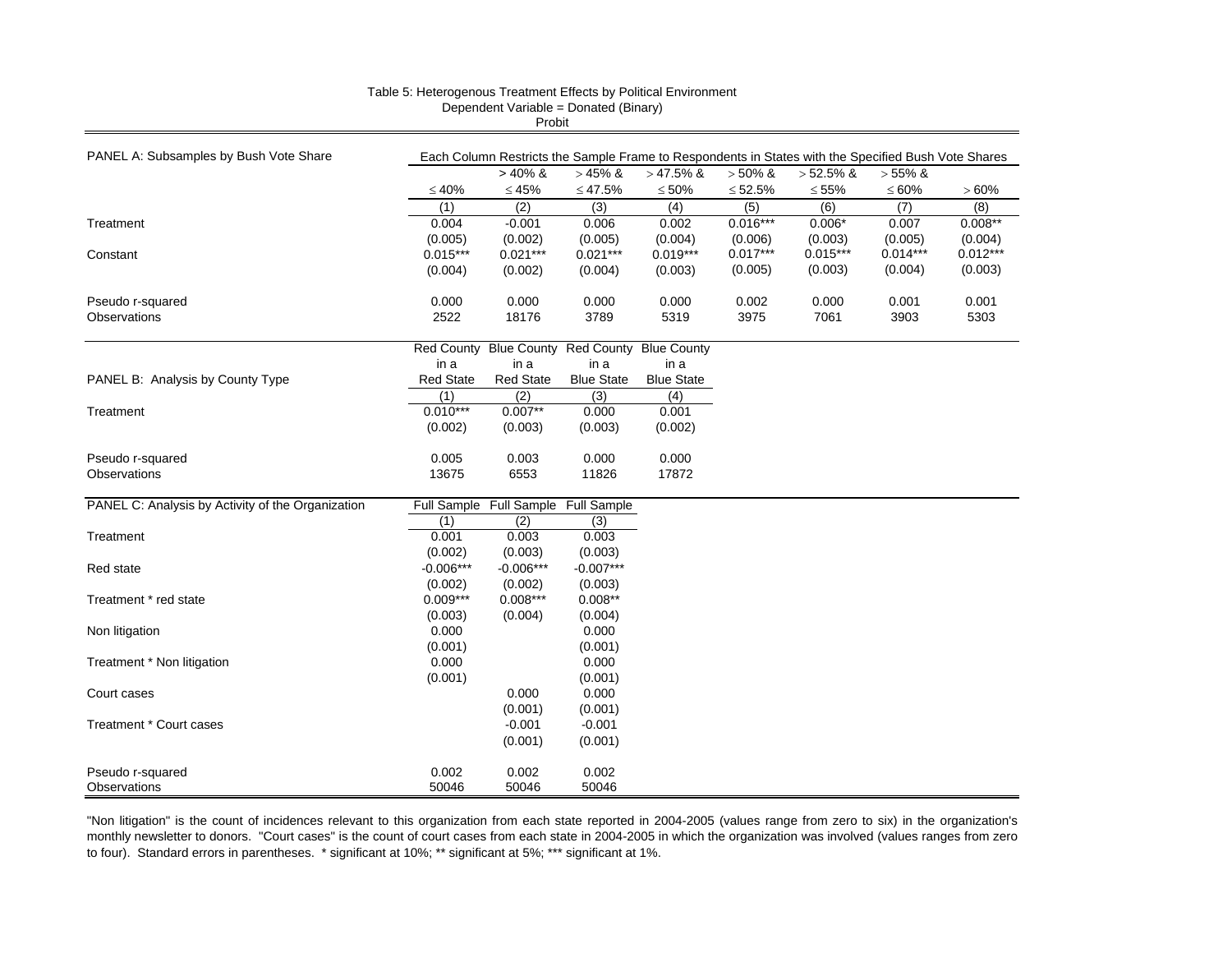Table 5: Heterogenous Treatment Effects by Political Environment
Dependent Variable = Donated (Binary)
Probit

**PANEL A: Subsamples by Bush Vote Share**

Each Column Restricts the Sample Frame to Respondents in States with the Specified Bush Vote Shares

| | $\leq 40\%$ | $> 40\%$ & $\leq 45\%$ | $> 45\%$ & $\leq 47.5\%$ | $> 47.5\%$ & $\leq 50\%$ | $> 50\%$ & $\leq 52.5\%$ | $> 52.5\%$ & $\leq 55\%$ | $> 55\%$ & $\leq 60\%$ | $> 60\%$ |
|---|---|---|---|---|---|---|---|---|
| | (1) | (2) | (3) | (4) | (5) | (6) | (7) | (8) |
| Treatment | 0.004 | -0.001 | 0.006 | 0.002 | 0.016*** | 0.006* | 0.007 | 0.008** |
| | (0.005) | (0.002) | (0.005) | (0.004) | (0.006) | (0.003) | (0.005) | (0.004) |
| Constant | 0.015*** | 0.021*** | 0.021*** | 0.019*** | 0.017*** | 0.015*** | 0.014*** | 0.012*** |
| | (0.004) | (0.002) | (0.004) | (0.003) | (0.005) | (0.003) | (0.004) | (0.003) |
| Pseudo r-squared | 0.000 | 0.000 | 0.000 | 0.000 | 0.002 | 0.000 | 0.001 | 0.001 |
| Observations | 2522 | 18176 | 3789 | 5319 | 3975 | 7061 | 3903 | 5303 |

**PANEL B: Analysis by County Type**

| | Red County in a Red State | Blue County in a Red State | Red County in a Blue State | Blue County in a Blue State |
|---|---|---|---|---|
| | (1) | (2) | (3) | (4) |
| Treatment | 0.010*** | 0.007** | 0.000 | 0.001 |
| | (0.002) | (0.003) | (0.003) | (0.002) |
| Pseudo r-squared | 0.005 | 0.003 | 0.000 | 0.000 |
| Observations | 13675 | 6553 | 11826 | 17872 |

**PANEL C: Analysis by Activity of the Organization**

| | Full Sample | Full Sample | Full Sample |
|---|---|---|---|
| | (1) | (2) | (3) |
| Treatment | 0.001 | 0.003 | 0.003 |
| | (0.002) | (0.003) | (0.003) |
| Red state | -0.006*** | -0.006*** | -0.007*** |
| | (0.002) | (0.002) | (0.003) |
| Treatment * red state | 0.009*** | 0.008*** | 0.008** |
| | (0.003) | (0.004) | (0.004) |
| Non litigation | 0.000 | | 0.000 |
| | (0.001) | | (0.001) |
| Treatment * Non litigation | 0.000 | | 0.000 |
| | (0.001) | | (0.001) |
| Court cases | | 0.000 | 0.000 |
| | | (0.001) | (0.001) |
| Treatment * Court cases | | -0.001 | -0.001 |
| | | (0.001) | (0.001) |
| Pseudo r-squared | 0.002 | 0.002 | 0.002 |
| Observations | 50046 | 50046 | 50046 |

"Non litigation" is the count of incidences relevant to this organization from each state reported in 2004-2005 (values range from zero to six) in the organization's monthly newsletter to donors. "Court cases" is the count of court cases from each state in 2004-2005 in which the organization was involved (values ranges from zero to four). Standard errors in parentheses. * significant at 10%; ** significant at 5%; *** significant at 1%.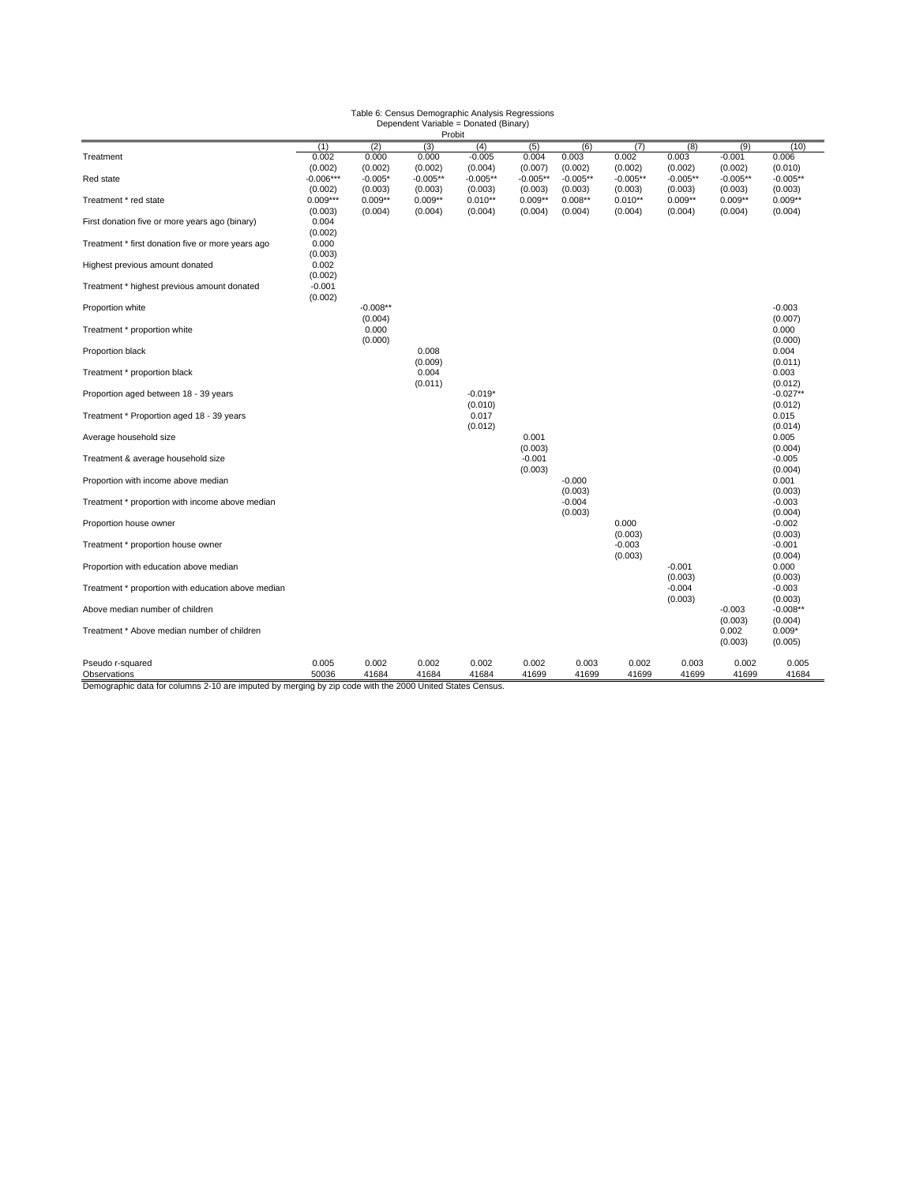Table 6: Census Demographic Analysis Regressions
Dependent Variable = Donated (Binary)
Probit

| | (1) | (2) | (3) | (4) | (5) | (6) | (7) | (8) | (9) | (10) |
|---|---|---|---|---|---|---|---|---|---|---|
| Treatment | 0.002 | 0.000 | 0.000 | -0.005 | 0.004 | 0.003 | 0.002 | 0.003 | -0.001 | 0.006 |
| | (0.002) | (0.002) | (0.002) | (0.004) | (0.007) | (0.002) | (0.002) | (0.002) | (0.002) | (0.010) |
| Red state | -0.006*** | -0.005* | -0.005** | -0.005** | -0.005** | -0.005** | -0.005** | -0.005** | -0.005** | -0.005** |
| | (0.002) | (0.003) | (0.003) | (0.003) | (0.003) | (0.003) | (0.003) | (0.003) | (0.003) | (0.003) |
| Treatment * red state | 0.009*** | 0.009** | 0.009** | 0.010** | 0.009** | 0.008** | 0.010** | 0.009** | 0.009** | 0.009** |
| | (0.003) | (0.004) | (0.004) | (0.004) | (0.004) | (0.004) | (0.004) | (0.004) | (0.004) | (0.004) |
| First donation five or more years ago (binary) | 0.004 | | | | | | | | | |
| | (0.002) | | | | | | | | | |
| Treatment * first donation five or more years ago | 0.000 | | | | | | | | | |
| | (0.003) | | | | | | | | | |
| Highest previous amount donated | 0.002 | | | | | | | | | |
| | (0.002) | | | | | | | | | |
| Treatment * highest previous amount donated | -0.001 | | | | | | | | | |
| | (0.002) | | | | | | | | | |
| Proportion white | | -0.008** | | | | | | | | -0.003 |
| | | (0.004) | | | | | | | | (0.007) |
| Treatment * proportion white | | 0.000 | | | | | | | | 0.000 |
| | | (0.000) | | | | | | | | (0.000) |
| Proportion black | | | 0.008 | | | | | | | 0.004 |
| | | | (0.009) | | | | | | | (0.011) |
| Treatment * proportion black | | | 0.004 | | | | | | | 0.003 |
| | | | (0.011) | | | | | | | (0.012) |
| Proportion aged between 18 - 39 years | | | | -0.019* | | | | | | -0.027** |
| | | | | (0.010) | | | | | | (0.012) |
| Treatment * Proportion aged 18 - 39 years | | | | 0.017 | | | | | | 0.015 |
| | | | | (0.012) | | | | | | (0.014) |
| Average household size | | | | | 0.001 | | | | | 0.005 |
| | | | | | (0.003) | | | | | (0.004) |
| Treatment & average household size | | | | | -0.001 | | | | | -0.005 |
| | | | | | (0.003) | | | | | (0.004) |
| Proportion with income above median | | | | | | -0.000 | | | | 0.001 |
| | | | | | | (0.003) | | | | (0.003) |
| Treatment * proportion with income above median | | | | | | -0.004 | | | | -0.003 |
| | | | | | | (0.003) | | | | (0.004) |
| Proportion house owner | | | | | | | 0.000 | | | -0.002 |
| | | | | | | | (0.003) | | | (0.003) |
| Treatment * proportion house owner | | | | | | | -0.003 | | | -0.001 |
| | | | | | | | (0.003) | | | (0.004) |
| Proportion with education above median | | | | | | | | -0.001 | | 0.000 |
| | | | | | | | | (0.003) | | (0.003) |
| Treatment * proportion with education above median | | | | | | | | -0.004 | | -0.003 |
| | | | | | | | | (0.003) | | (0.003) |
| Above median number of children | | | | | | | | | -0.003 | -0.008** |
| | | | | | | | | | (0.003) | (0.004) |
| Treatment * Above median number of children | | | | | | | | | 0.002 | 0.009* |
| | | | | | | | | | (0.003) | (0.005) |
| Pseudo r-squared | 0.005 | 0.002 | 0.002 | 0.002 | 0.002 | 0.003 | 0.002 | 0.003 | 0.002 | 0.005 |
| Observations | 50036 | 41684 | 41684 | 41684 | 41699 | 41699 | 41699 | 41699 | 41699 | 41684 |

Demographic data for columns 2-10 are imputed by merging by zip code with the 2000 United States Census.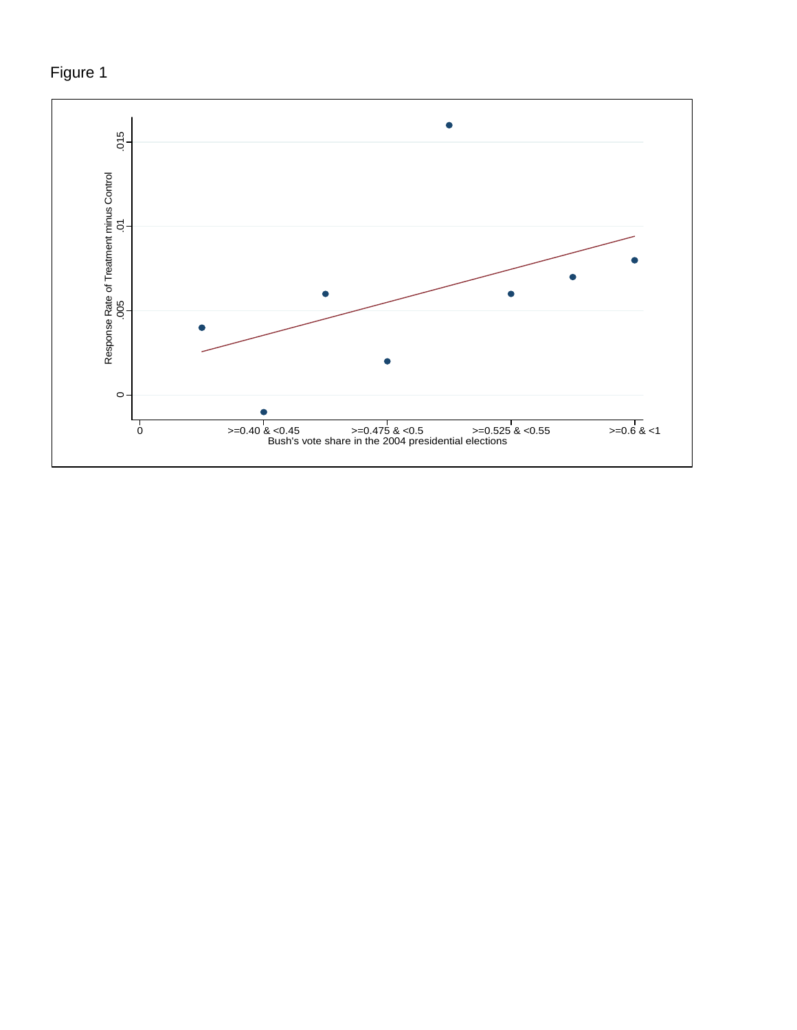Figure 1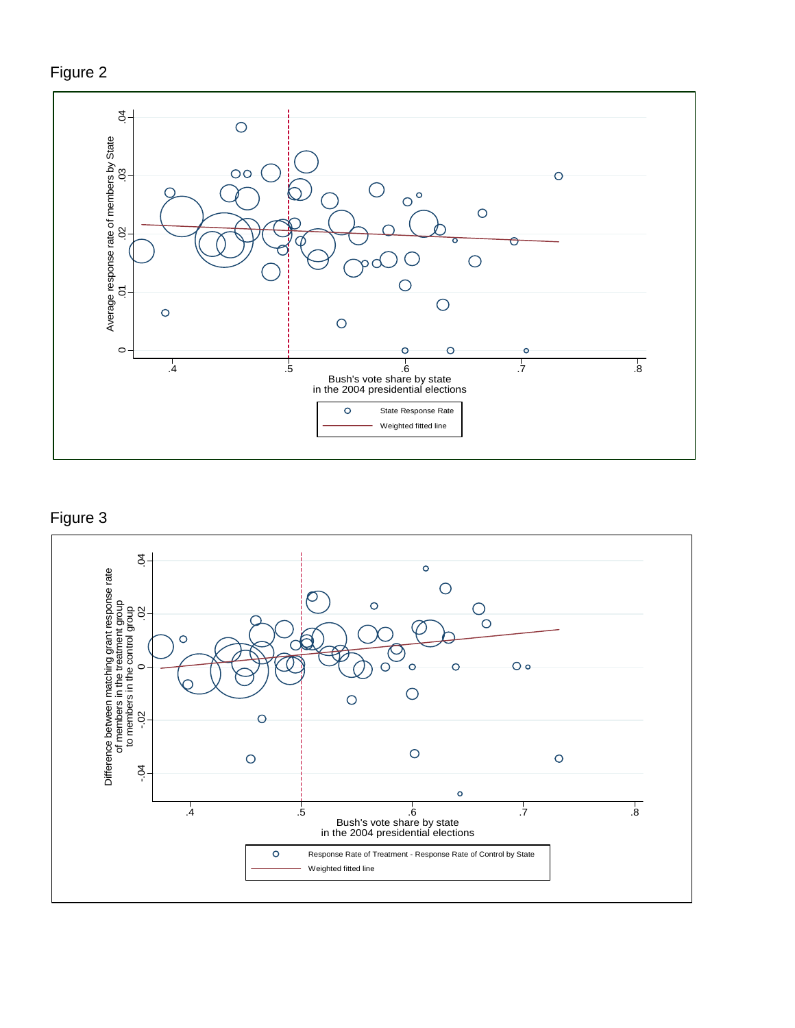Figure 2

Average response rate of members by State

0
.01
.02
.03
.04

.4
.5
.6
.7
.8

Bush's vote share by state
in the 2004 presidential elections

State Response Rate
Weighted fitted line

Figure 3

Difference between matching grant response rate
of members in the treatment group
to members in the control group

-.04
-.02
0
.02
.04

.4
.5
.6
.7
.8

Bush's vote share by state
in the 2004 presidential elections

Response Rate of Treatment - Response Rate of Control by State
Weighted fitted line